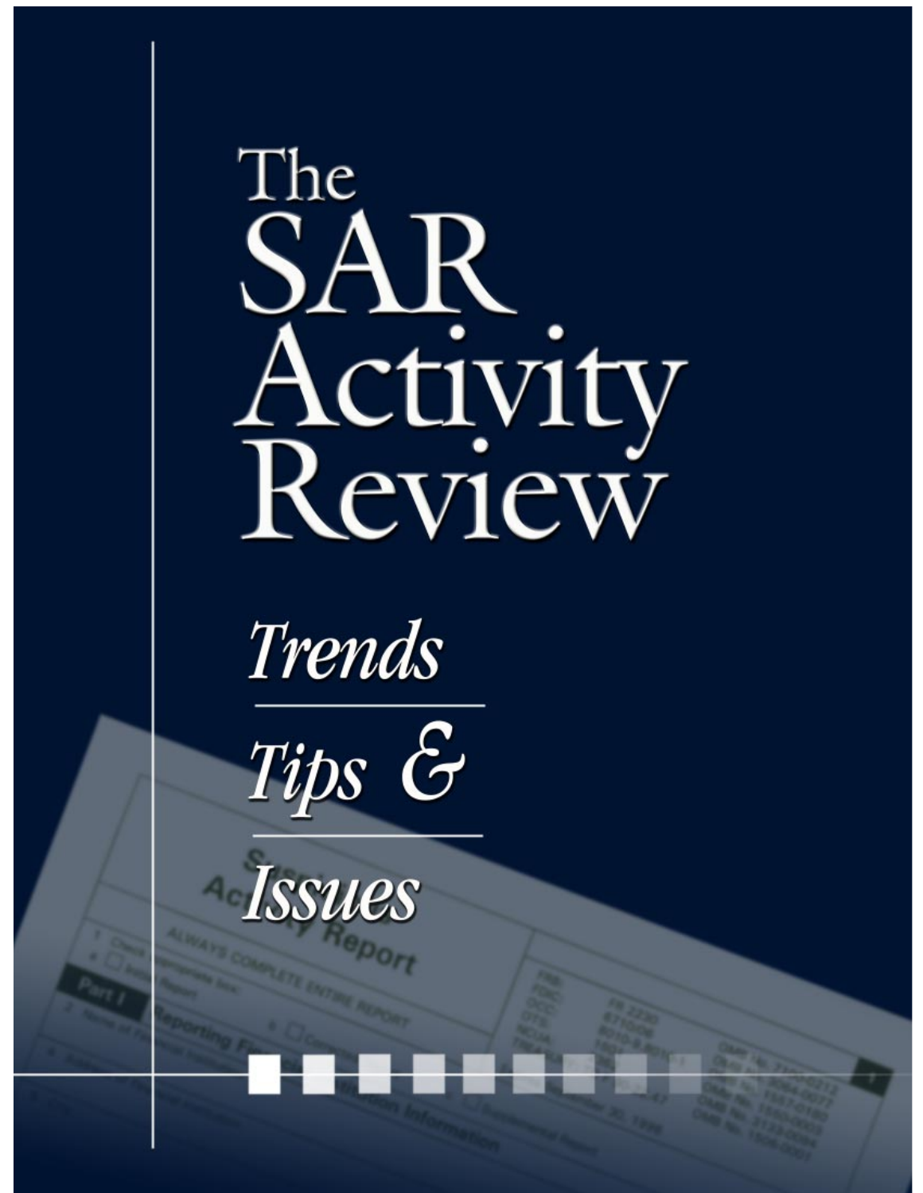# The SAR Activity Review

## *Trends*

## *Tips &*

## *Issues*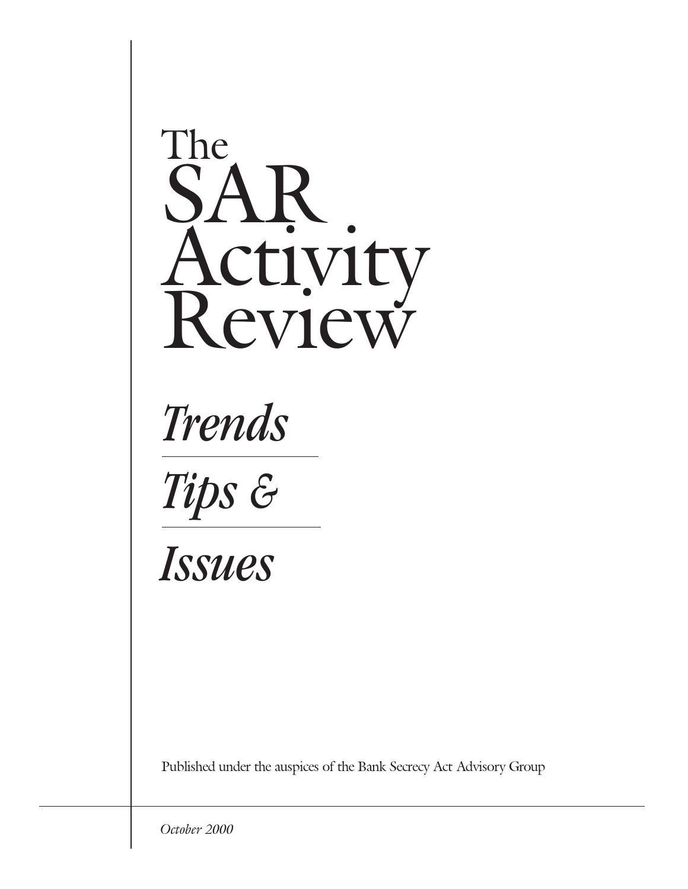# The SAR Activity Review

## *Trends*

## *Tips &*

## *Issues*

Published under the auspices of the Bank Secrecy Act Advisory Group

*October 2000*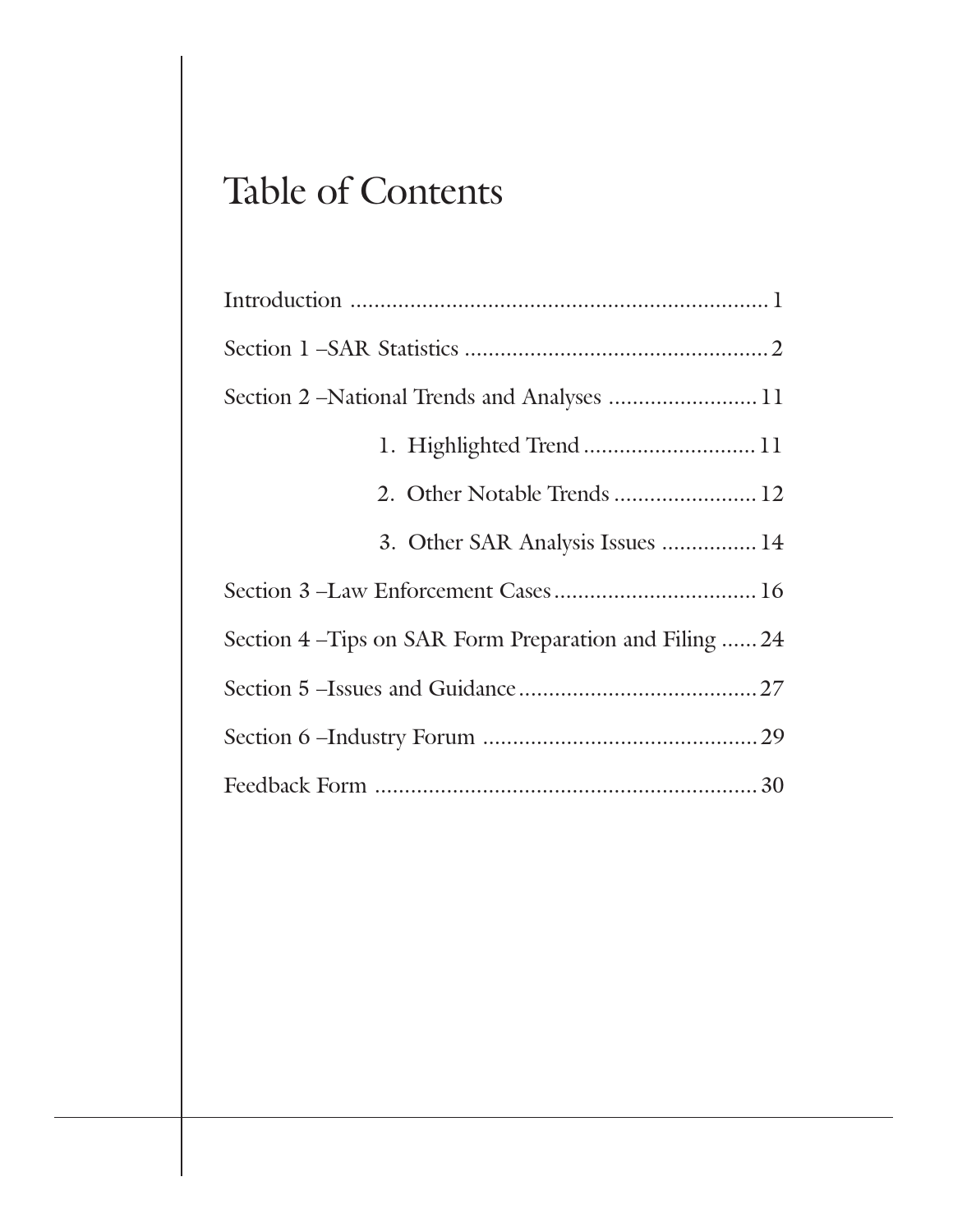# Table of Contents

Introduction ..................................................................... 1

Section 1 –SAR Statistics .................................................. 2

Section 2 –National Trends and Analyses ......................... 11

1. Highlighted Trend ............................ 11

2. Other Notable Trends ........................ 12

3. Other SAR Analysis Issues ................ 14

Section 3 –Law Enforcement Cases .................................. 16

Section 4 –Tips on SAR Form Preparation and Filing ...... 24

Section 5 –Issues and Guidance ........................................ 27

Section 6 –Industry Forum .............................................. 29

Feedback Form ................................................................ 30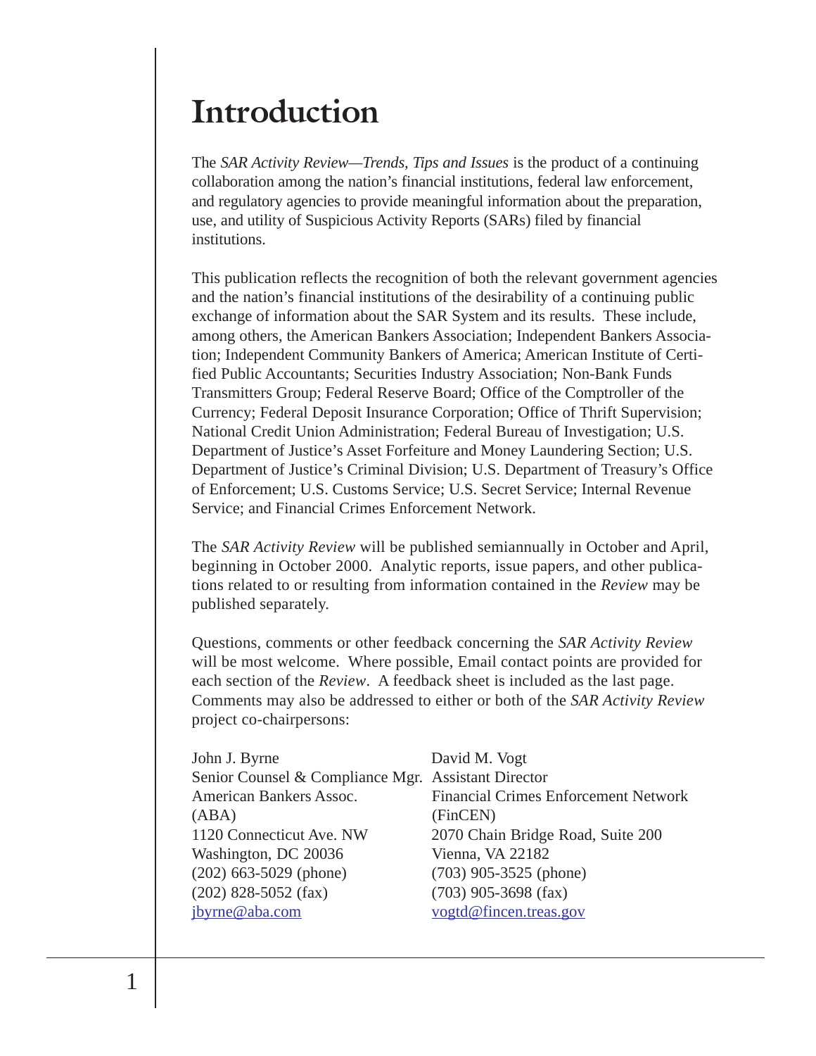# Introduction

The *SAR Activity Review—Trends, Tips and Issues* is the product of a continuing collaboration among the nation's financial institutions, federal law enforcement, and regulatory agencies to provide meaningful information about the preparation, use, and utility of Suspicious Activity Reports (SARs) filed by financial institutions.

This publication reflects the recognition of both the relevant government agencies and the nation's financial institutions of the desirability of a continuing public exchange of information about the SAR System and its results. These include, among others, the American Bankers Association; Independent Bankers Association; Independent Community Bankers of America; American Institute of Certified Public Accountants; Securities Industry Association; Non-Bank Funds Transmitters Group; Federal Reserve Board; Office of the Comptroller of the Currency; Federal Deposit Insurance Corporation; Office of Thrift Supervision; National Credit Union Administration; Federal Bureau of Investigation; U.S. Department of Justice's Asset Forfeiture and Money Laundering Section; U.S. Department of Justice's Criminal Division; U.S. Department of Treasury's Office of Enforcement; U.S. Customs Service; U.S. Secret Service; Internal Revenue Service; and Financial Crimes Enforcement Network.

The *SAR Activity Review* will be published semiannually in October and April, beginning in October 2000. Analytic reports, issue papers, and other publications related to or resulting from information contained in the *Review* may be published separately.

Questions, comments or other feedback concerning the *SAR Activity Review* will be most welcome. Where possible, Email contact points are provided for each section of the *Review*. A feedback sheet is included as the last page. Comments may also be addressed to either or both of the *SAR Activity Review* project co-chairpersons:

John J. Byrne
Senior Counsel & Compliance Mgr.
American Bankers Assoc.
(ABA)
1120 Connecticut Ave. NW
Washington, DC 20036
(202) 663-5029 (phone)
(202) 828-5052 (fax)
jbyrne@aba.com

David M. Vogt
Assistant Director
Financial Crimes Enforcement Network
(FinCEN)
2070 Chain Bridge Road, Suite 200
Vienna, VA 22182
(703) 905-3525 (phone)
(703) 905-3698 (fax)
vogtd@fincen.treas.gov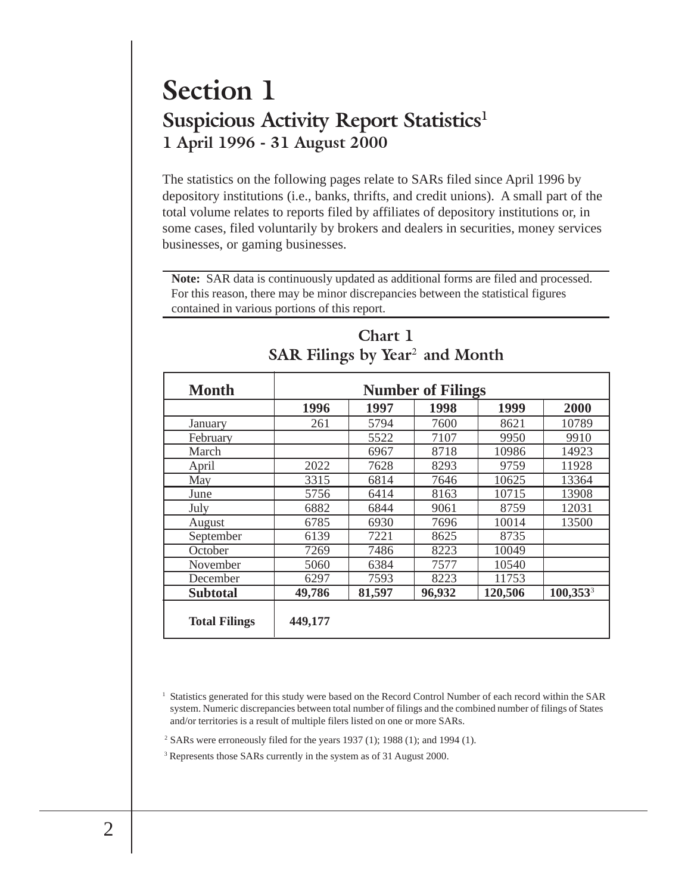# Section 1

## Suspicious Activity Report Statistics[1]

### 1 April 1996 - 31 August 2000

The statistics on the following pages relate to SARs filed since April 1996 by depository institutions (i.e., banks, thrifts, and credit unions). A small part of the total volume relates to reports filed by affiliates of depository institutions or, in some cases, filed voluntarily by brokers and dealers in securities, money services businesses, or gaming businesses.

**Note:** SAR data is continuously updated as additional forms are filed and processed. For this reason, there may be minor discrepancies between the statistical figures contained in various portions of this report.

**Chart 1**
**SAR Filings by Year[2] and Month**

| Month | Number of Filings | | | | |
|---|---|---|---|---|---|
| | **1996** | **1997** | **1998** | **1999** | **2000** |
| January | 261 | 5794 | 7600 | 8621 | 10789 |
| February | | 5522 | 7107 | 9950 | 9910 |
| March | | 6967 | 8718 | 10986 | 14923 |
| April | 2022 | 7628 | 8293 | 9759 | 11928 |
| May | 3315 | 6814 | 7646 | 10625 | 13364 |
| June | 5756 | 6414 | 8163 | 10715 | 13908 |
| July | 6882 | 6844 | 9061 | 8759 | 12031 |
| August | 6785 | 6930 | 7696 | 10014 | 13500 |
| September | 6139 | 7221 | 8625 | 8735 | |
| October | 7269 | 7486 | 8223 | 10049 | |
| November | 5060 | 6384 | 7577 | 10540 | |
| December | 6297 | 7593 | 8223 | 11753 | |
| **Subtotal** | **49,786** | **81,597** | **96,932** | **120,506** | **100,353**[3] |
| **Total Filings** | **449,177** | | | | |

[1] Statistics generated for this study were based on the Record Control Number of each record within the SAR system. Numeric discrepancies between total number of filings and the combined number of filings of States and/or territories is a result of multiple filers listed on one or more SARs.

[2] SARs were erroneously filed for the years 1937 (1); 1988 (1); and 1994 (1).

[3] Represents those SARs currently in the system as of 31 August 2000.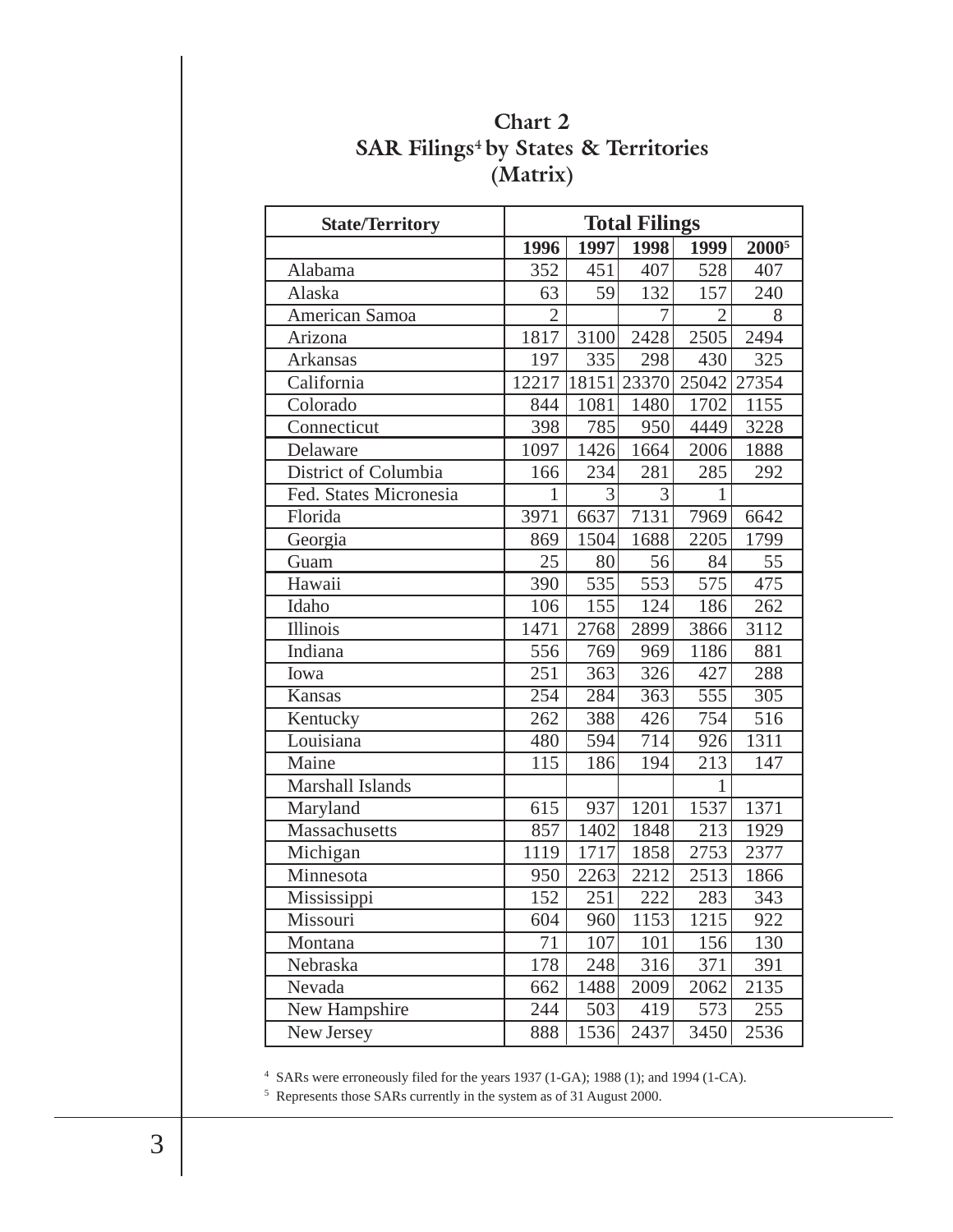## Chart 2
## SAR Filings[4] by States & Territories
## (Matrix)

| State/Territory | Total Filings | | | | |
|---|---|---|---|---|---|
| | 1996 | 1997 | 1998 | 1999 | 2000[5] |
| Alabama | 352 | 451 | 407 | 528 | 407 |
| Alaska | 63 | 59 | 132 | 157 | 240 |
| American Samoa | 2 | | 7 | 2 | 8 |
| Arizona | 1817 | 3100 | 2428 | 2505 | 2494 |
| Arkansas | 197 | 335 | 298 | 430 | 325 |
| California | 12217 | 18151 | 23370 | 25042 | 27354 |
| Colorado | 844 | 1081 | 1480 | 1702 | 1155 |
| Connecticut | 398 | 785 | 950 | 4449 | 3228 |
| Delaware | 1097 | 1426 | 1664 | 2006 | 1888 |
| District of Columbia | 166 | 234 | 281 | 285 | 292 |
| Fed. States Micronesia | 1 | 3 | 3 | 1 | |
| Florida | 3971 | 6637 | 7131 | 7969 | 6642 |
| Georgia | 869 | 1504 | 1688 | 2205 | 1799 |
| Guam | 25 | 80 | 56 | 84 | 55 |
| Hawaii | 390 | 535 | 553 | 575 | 475 |
| Idaho | 106 | 155 | 124 | 186 | 262 |
| Illinois | 1471 | 2768 | 2899 | 3866 | 3112 |
| Indiana | 556 | 769 | 969 | 1186 | 881 |
| Iowa | 251 | 363 | 326 | 427 | 288 |
| Kansas | 254 | 284 | 363 | 555 | 305 |
| Kentucky | 262 | 388 | 426 | 754 | 516 |
| Louisiana | 480 | 594 | 714 | 926 | 1311 |
| Maine | 115 | 186 | 194 | 213 | 147 |
| Marshall Islands | | | | 1 | |
| Maryland | 615 | 937 | 1201 | 1537 | 1371 |
| Massachusetts | 857 | 1402 | 1848 | 213 | 1929 |
| Michigan | 1119 | 1717 | 1858 | 2753 | 2377 |
| Minnesota | 950 | 2263 | 2212 | 2513 | 1866 |
| Mississippi | 152 | 251 | 222 | 283 | 343 |
| Missouri | 604 | 960 | 1153 | 1215 | 922 |
| Montana | 71 | 107 | 101 | 156 | 130 |
| Nebraska | 178 | 248 | 316 | 371 | 391 |
| Nevada | 662 | 1488 | 2009 | 2062 | 2135 |
| New Hampshire | 244 | 503 | 419 | 573 | 255 |
| New Jersey | 888 | 1536 | 2437 | 3450 | 2536 |

[4] SARs were erroneously filed for the years 1937 (1-GA); 1988 (1); and 1994 (1-CA).

[5] Represents those SARs currently in the system as of 31 August 2000.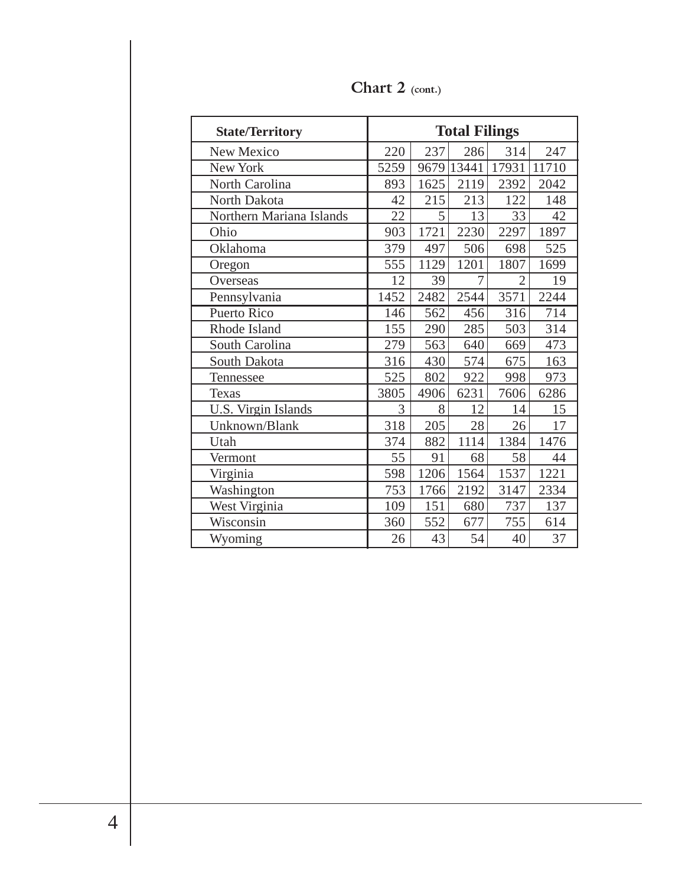## Chart 2 (cont.)

| State/Territory | Total Filings | | | | |
|---|---|---|---|---|---|
| New Mexico | 220 | 237 | 286 | 314 | 247 |
| New York | 5259 | 9679 | 13441 | 17931 | 11710 |
| North Carolina | 893 | 1625 | 2119 | 2392 | 2042 |
| North Dakota | 42 | 215 | 213 | 122 | 148 |
| Northern Mariana Islands | 22 | 5 | 13 | 33 | 42 |
| Ohio | 903 | 1721 | 2230 | 2297 | 1897 |
| Oklahoma | 379 | 497 | 506 | 698 | 525 |
| Oregon | 555 | 1129 | 1201 | 1807 | 1699 |
| Overseas | 12 | 39 | 7 | 2 | 19 |
| Pennsylvania | 1452 | 2482 | 2544 | 3571 | 2244 |
| Puerto Rico | 146 | 562 | 456 | 316 | 714 |
| Rhode Island | 155 | 290 | 285 | 503 | 314 |
| South Carolina | 279 | 563 | 640 | 669 | 473 |
| South Dakota | 316 | 430 | 574 | 675 | 163 |
| Tennessee | 525 | 802 | 922 | 998 | 973 |
| Texas | 3805 | 4906 | 6231 | 7606 | 6286 |
| U.S. Virgin Islands | 3 | 8 | 12 | 14 | 15 |
| Unknown/Blank | 318 | 205 | 28 | 26 | 17 |
| Utah | 374 | 882 | 1114 | 1384 | 1476 |
| Vermont | 55 | 91 | 68 | 58 | 44 |
| Virginia | 598 | 1206 | 1564 | 1537 | 1221 |
| Washington | 753 | 1766 | 2192 | 3147 | 2334 |
| West Virginia | 109 | 151 | 680 | 737 | 137 |
| Wisconsin | 360 | 552 | 677 | 755 | 614 |
| Wyoming | 26 | 43 | 54 | 40 | 37 |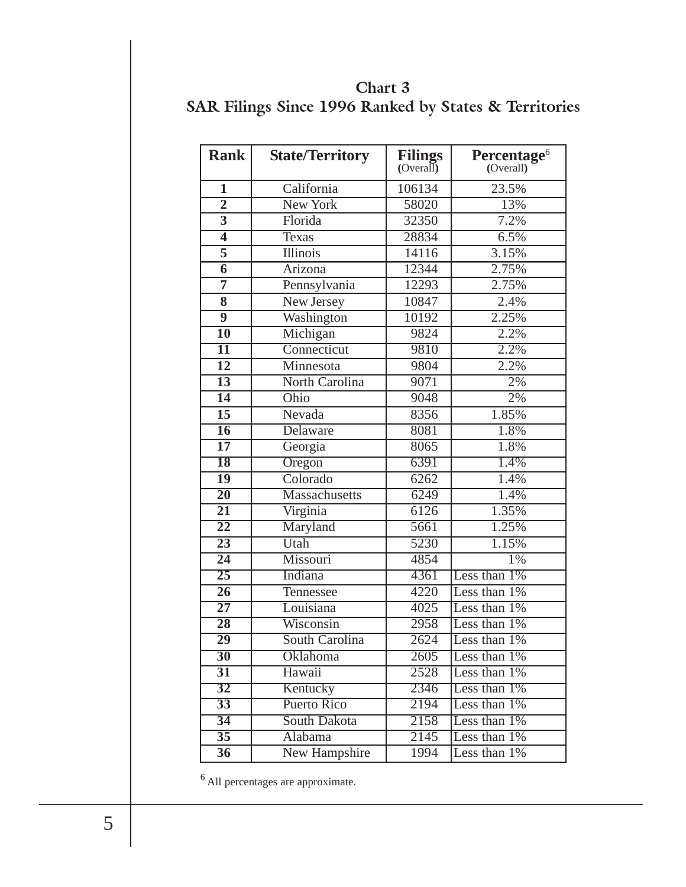## Chart 3
## SAR Filings Since 1996 Ranked by States & Territories

| Rank | State/Territory | Filings (Overall) | Percentage[6] (Overall) |
|---|---|---|---|
| 1 | California | 106134 | 23.5% |
| 2 | New York | 58020 | 13% |
| 3 | Florida | 32350 | 7.2% |
| 4 | Texas | 28834 | 6.5% |
| 5 | Illinois | 14116 | 3.15% |
| 6 | Arizona | 12344 | 2.75% |
| 7 | Pennsylvania | 12293 | 2.75% |
| 8 | New Jersey | 10847 | 2.4% |
| 9 | Washington | 10192 | 2.25% |
| 10 | Michigan | 9824 | 2.2% |
| 11 | Connecticut | 9810 | 2.2% |
| 12 | Minnesota | 9804 | 2.2% |
| 13 | North Carolina | 9071 | 2% |
| 14 | Ohio | 9048 | 2% |
| 15 | Nevada | 8356 | 1.85% |
| 16 | Delaware | 8081 | 1.8% |
| 17 | Georgia | 8065 | 1.8% |
| 18 | Oregon | 6391 | 1.4% |
| 19 | Colorado | 6262 | 1.4% |
| 20 | Massachusetts | 6249 | 1.4% |
| 21 | Virginia | 6126 | 1.35% |
| 22 | Maryland | 5661 | 1.25% |
| 23 | Utah | 5230 | 1.15% |
| 24 | Missouri | 4854 | 1% |
| 25 | Indiana | 4361 | Less than 1% |
| 26 | Tennessee | 4220 | Less than 1% |
| 27 | Louisiana | 4025 | Less than 1% |
| 28 | Wisconsin | 2958 | Less than 1% |
| 29 | South Carolina | 2624 | Less than 1% |
| 30 | Oklahoma | 2605 | Less than 1% |
| 31 | Hawaii | 2528 | Less than 1% |
| 32 | Kentucky | 2346 | Less than 1% |
| 33 | Puerto Rico | 2194 | Less than 1% |
| 34 | South Dakota | 2158 | Less than 1% |
| 35 | Alabama | 2145 | Less than 1% |
| 36 | New Hampshire | 1994 | Less than 1% |

[6] All percentages are approximate.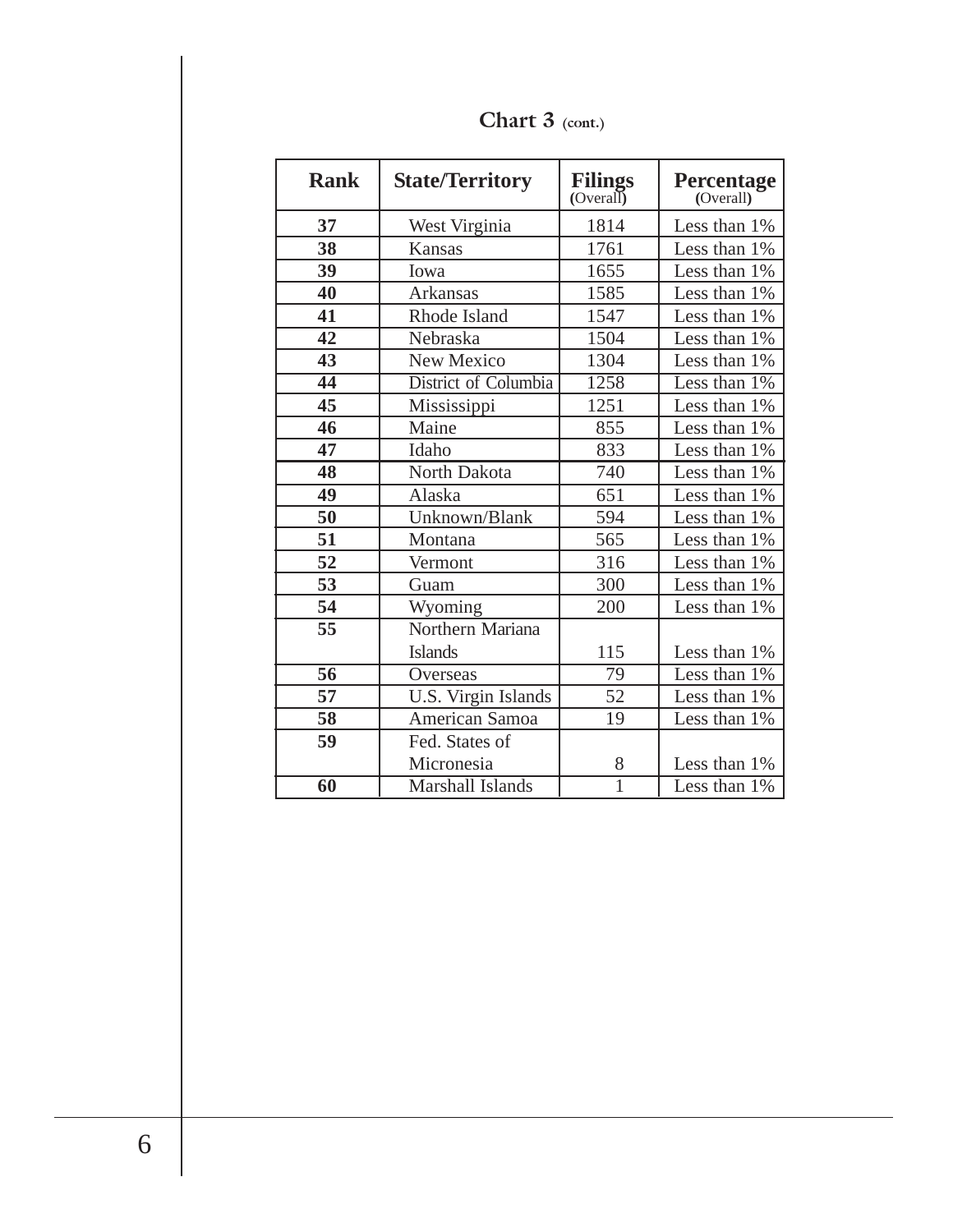## Chart 3 (cont.)

| Rank | State/Territory | Filings (Overall) | Percentage (Overall) |
| --- | --- | --- | --- |
| 37 | West Virginia | 1814 | Less than 1% |
| 38 | Kansas | 1761 | Less than 1% |
| 39 | Iowa | 1655 | Less than 1% |
| 40 | Arkansas | 1585 | Less than 1% |
| 41 | Rhode Island | 1547 | Less than 1% |
| 42 | Nebraska | 1504 | Less than 1% |
| 43 | New Mexico | 1304 | Less than 1% |
| 44 | District of Columbia | 1258 | Less than 1% |
| 45 | Mississippi | 1251 | Less than 1% |
| 46 | Maine | 855 | Less than 1% |
| 47 | Idaho | 833 | Less than 1% |
| 48 | North Dakota | 740 | Less than 1% |
| 49 | Alaska | 651 | Less than 1% |
| 50 | Unknown/Blank | 594 | Less than 1% |
| 51 | Montana | 565 | Less than 1% |
| 52 | Vermont | 316 | Less than 1% |
| 53 | Guam | 300 | Less than 1% |
| 54 | Wyoming | 200 | Less than 1% |
| 55 | Northern Mariana Islands | 115 | Less than 1% |
| 56 | Overseas | 79 | Less than 1% |
| 57 | U.S. Virgin Islands | 52 | Less than 1% |
| 58 | American Samoa | 19 | Less than 1% |
| 59 | Fed. States of Micronesia | 8 | Less than 1% |
| 60 | Marshall Islands | 1 | Less than 1% |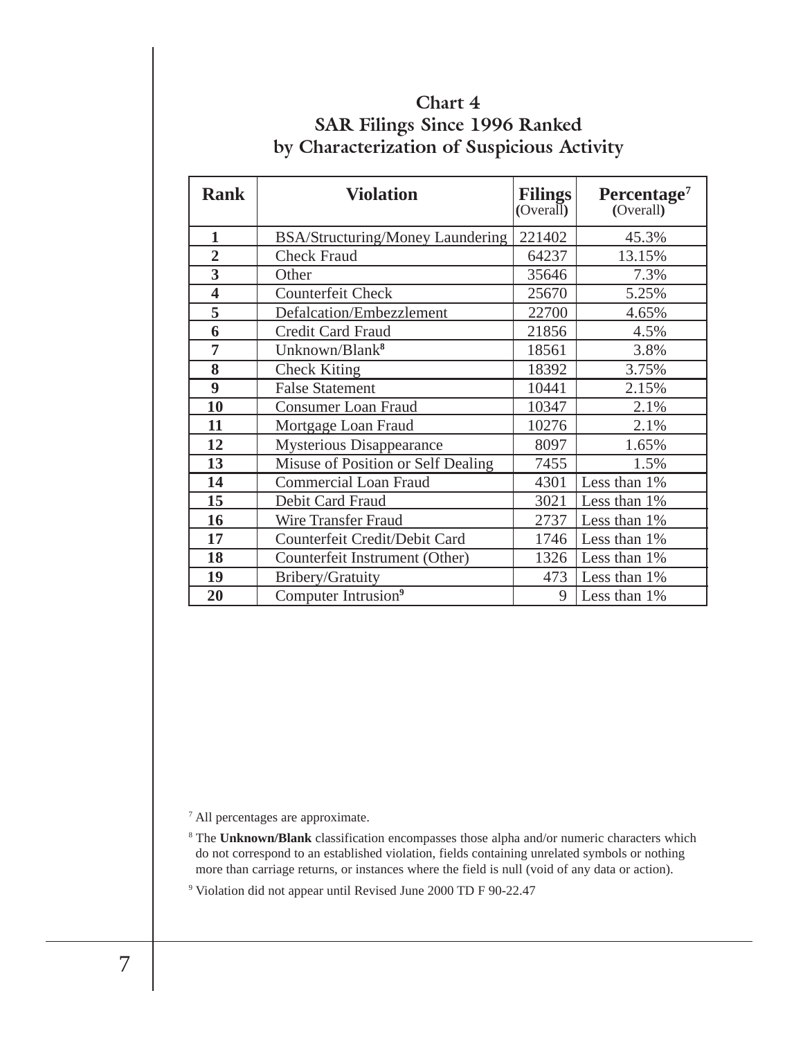## Chart 4
## SAR Filings Since 1996 Ranked by Characterization of Suspicious Activity

| Rank | Violation | Filings (Overall) | Percentage[7] (Overall) |
|---|---|---|---|
| 1 | BSA/Structuring/Money Laundering | 221402 | 45.3% |
| 2 | Check Fraud | 64237 | 13.15% |
| 3 | Other | 35646 | 7.3% |
| 4 | Counterfeit Check | 25670 | 5.25% |
| 5 | Defalcation/Embezzlement | 22700 | 4.65% |
| 6 | Credit Card Fraud | 21856 | 4.5% |
| 7 | Unknown/Blank[8] | 18561 | 3.8% |
| 8 | Check Kiting | 18392 | 3.75% |
| 9 | False Statement | 10441 | 2.15% |
| 10 | Consumer Loan Fraud | 10347 | 2.1% |
| 11 | Mortgage Loan Fraud | 10276 | 2.1% |
| 12 | Mysterious Disappearance | 8097 | 1.65% |
| 13 | Misuse of Position or Self Dealing | 7455 | 1.5% |
| 14 | Commercial Loan Fraud | 4301 | Less than 1% |
| 15 | Debit Card Fraud | 3021 | Less than 1% |
| 16 | Wire Transfer Fraud | 2737 | Less than 1% |
| 17 | Counterfeit Credit/Debit Card | 1746 | Less than 1% |
| 18 | Counterfeit Instrument (Other) | 1326 | Less than 1% |
| 19 | Bribery/Gratuity | 473 | Less than 1% |
| 20 | Computer Intrusion[9] | 9 | Less than 1% |

[7] All percentages are approximate.

[8] The **Unknown/Blank** classification encompasses those alpha and/or numeric characters which do not correspond to an established violation, fields containing unrelated symbols or nothing more than carriage returns, or instances where the field is null (void of any data or action).

[9] Violation did not appear until Revised June 2000 TD F 90-22.47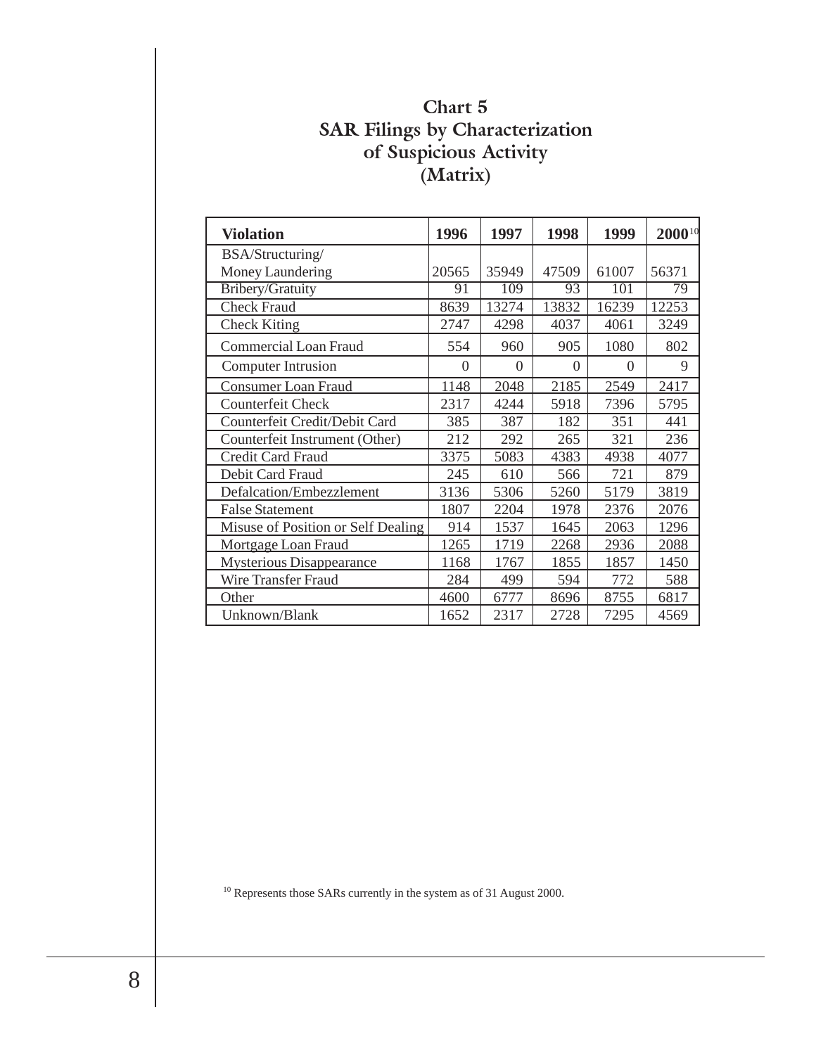# Chart 5
## SAR Filings by Characterization of Suspicious Activity (Matrix)

| Violation | 1996 | 1997 | 1998 | 1999 | 2000[10] |
|---|---|---|---|---|---|
| BSA/Structuring/ Money Laundering | 20565 | 35949 | 47509 | 61007 | 56371 |
| Bribery/Gratuity | 91 | 109 | 93 | 101 | 79 |
| Check Fraud | 8639 | 13274 | 13832 | 16239 | 12253 |
| Check Kiting | 2747 | 4298 | 4037 | 4061 | 3249 |
| Commercial Loan Fraud | 554 | 960 | 905 | 1080 | 802 |
| Computer Intrusion | 0 | 0 | 0 | 0 | 9 |
| Consumer Loan Fraud | 1148 | 2048 | 2185 | 2549 | 2417 |
| Counterfeit Check | 2317 | 4244 | 5918 | 7396 | 5795 |
| Counterfeit Credit/Debit Card | 385 | 387 | 182 | 351 | 441 |
| Counterfeit Instrument (Other) | 212 | 292 | 265 | 321 | 236 |
| Credit Card Fraud | 3375 | 5083 | 4383 | 4938 | 4077 |
| Debit Card Fraud | 245 | 610 | 566 | 721 | 879 |
| Defalcation/Embezzlement | 3136 | 5306 | 5260 | 5179 | 3819 |
| False Statement | 1807 | 2204 | 1978 | 2376 | 2076 |
| Misuse of Position or Self Dealing | 914 | 1537 | 1645 | 2063 | 1296 |
| Mortgage Loan Fraud | 1265 | 1719 | 2268 | 2936 | 2088 |
| Mysterious Disappearance | 1168 | 1767 | 1855 | 1857 | 1450 |
| Wire Transfer Fraud | 284 | 499 | 594 | 772 | 588 |
| Other | 4600 | 6777 | 8696 | 8755 | 6817 |
| Unknown/Blank | 1652 | 2317 | 2728 | 7295 | 4569 |

[10] Represents those SARs currently in the system as of 31 August 2000.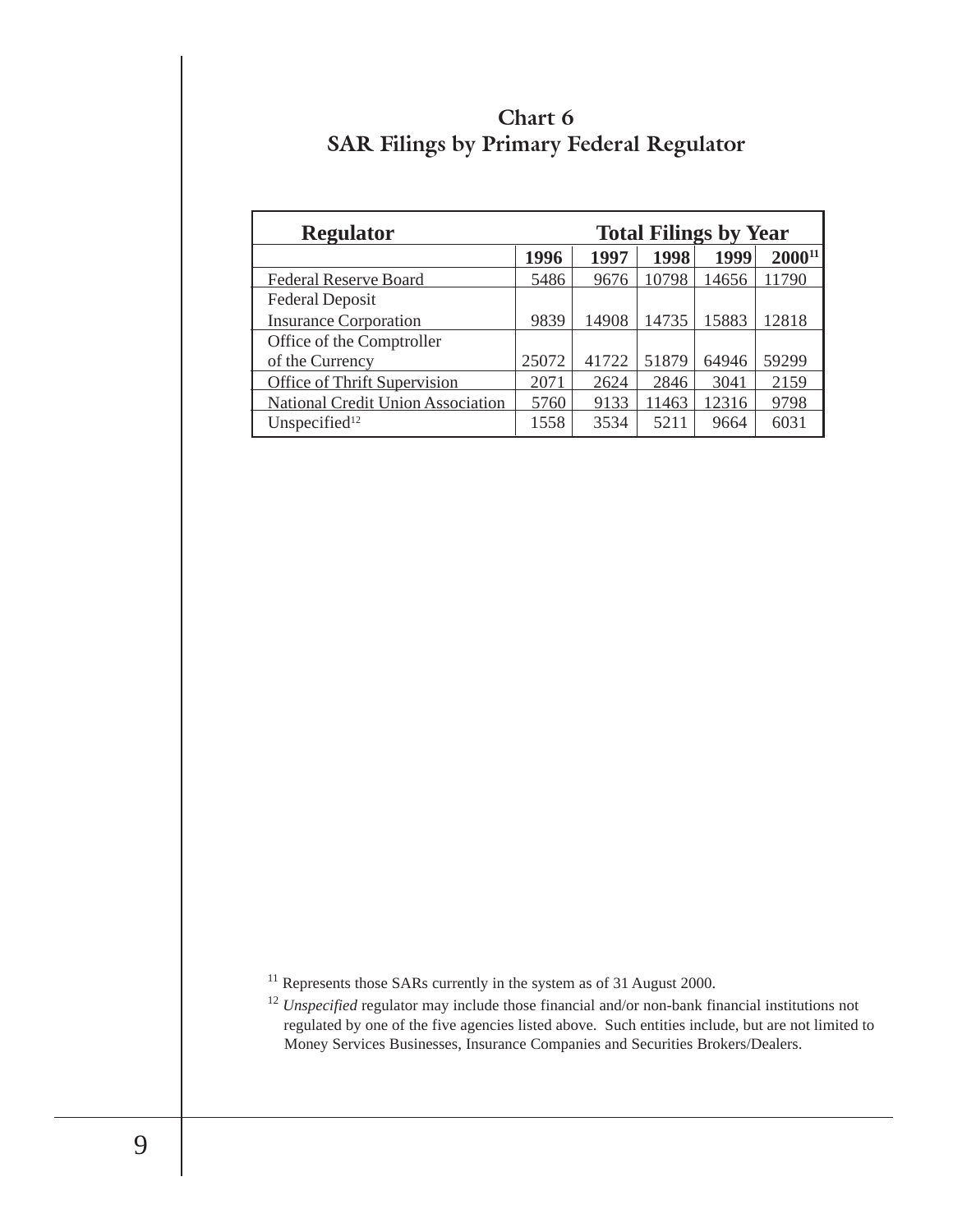## Chart 6
## SAR Filings by Primary Federal Regulator

| Regulator | Total Filings by Year | | | | |
|---|---|---|---|---|---|
| | 1996 | 1997 | 1998 | 1999 | 2000[11] |
| Federal Reserve Board | 5486 | 9676 | 10798 | 14656 | 11790 |
| Federal Deposit Insurance Corporation | 9839 | 14908 | 14735 | 15883 | 12818 |
| Office of the Comptroller of the Currency | 25072 | 41722 | 51879 | 64946 | 59299 |
| Office of Thrift Supervision | 2071 | 2624 | 2846 | 3041 | 2159 |
| National Credit Union Association | 5760 | 9133 | 11463 | 12316 | 9798 |
| Unspecified[12] | 1558 | 3534 | 5211 | 9664 | 6031 |

[11] Represents those SARs currently in the system as of 31 August 2000.

[12] *Unspecified* regulator may include those financial and/or non-bank financial institutions not regulated by one of the five agencies listed above. Such entities include, but are not limited to Money Services Businesses, Insurance Companies and Securities Brokers/Dealers.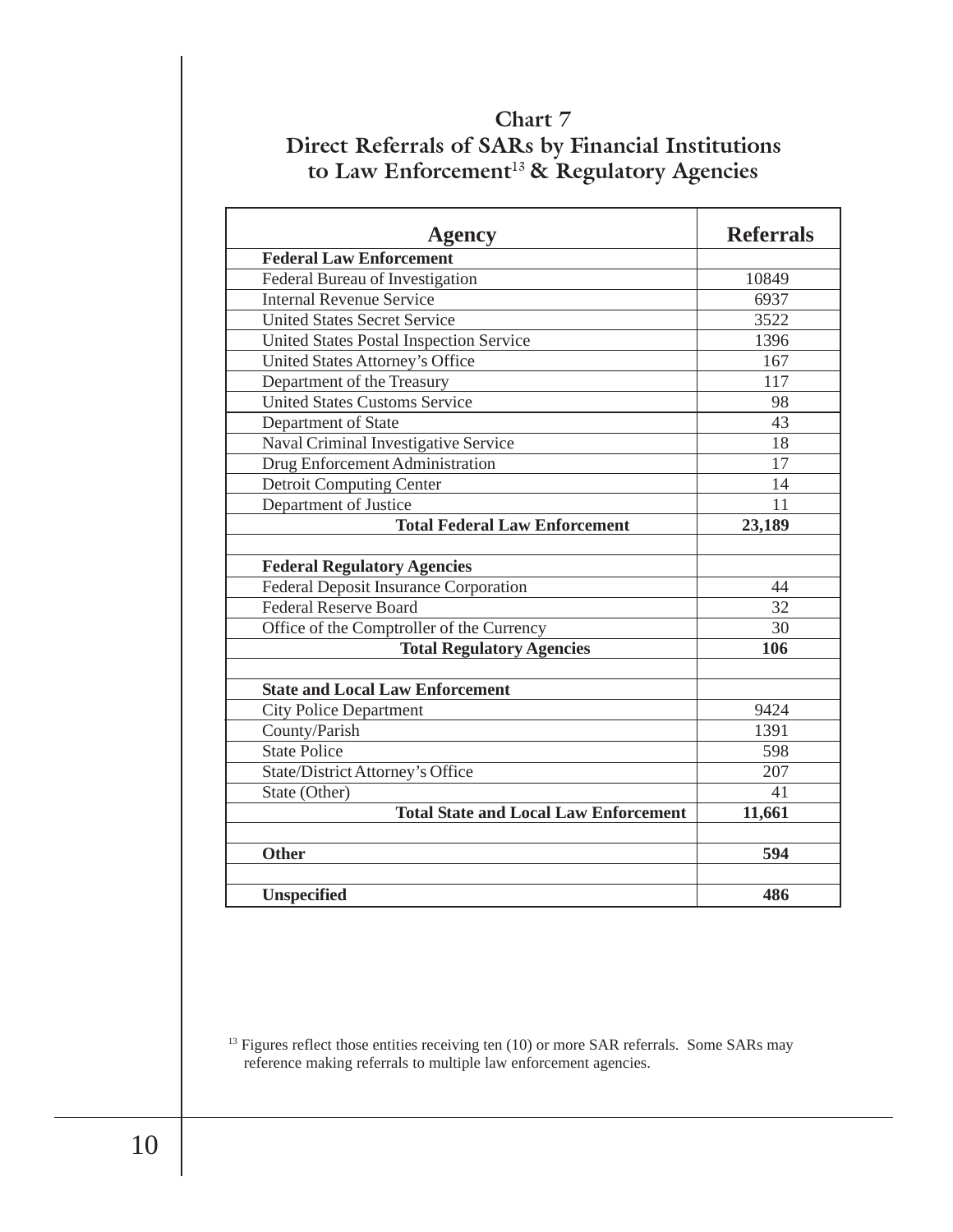## Chart 7
## Direct Referrals of SARs by Financial Institutions to Law Enforcement[13] & Regulatory Agencies

| Agency | Referrals |
| --- | --- |
| **Federal Law Enforcement** | |
| Federal Bureau of Investigation | 10849 |
| Internal Revenue Service | 6937 |
| United States Secret Service | 3522 |
| United States Postal Inspection Service | 1396 |
| United States Attorney's Office | 167 |
| Department of the Treasury | 117 |
| United States Customs Service | 98 |
| Department of State | 43 |
| Naval Criminal Investigative Service | 18 |
| Drug Enforcement Administration | 17 |
| Detroit Computing Center | 14 |
| Department of Justice | 11 |
| **Total Federal Law Enforcement** | **23,189** |
| | |
| **Federal Regulatory Agencies** | |
| Federal Deposit Insurance Corporation | 44 |
| Federal Reserve Board | 32 |
| Office of the Comptroller of the Currency | 30 |
| **Total Regulatory Agencies** | **106** |
| | |
| **State and Local Law Enforcement** | |
| City Police Department | 9424 |
| County/Parish | 1391 |
| State Police | 598 |
| State/District Attorney's Office | 207 |
| State (Other) | 41 |
| **Total State and Local Law Enforcement** | **11,661** |
| | |
| **Other** | **594** |
| | |
| **Unspecified** | **486** |

[13] Figures reflect those entities receiving ten (10) or more SAR referrals. Some SARs may reference making referrals to multiple law enforcement agencies.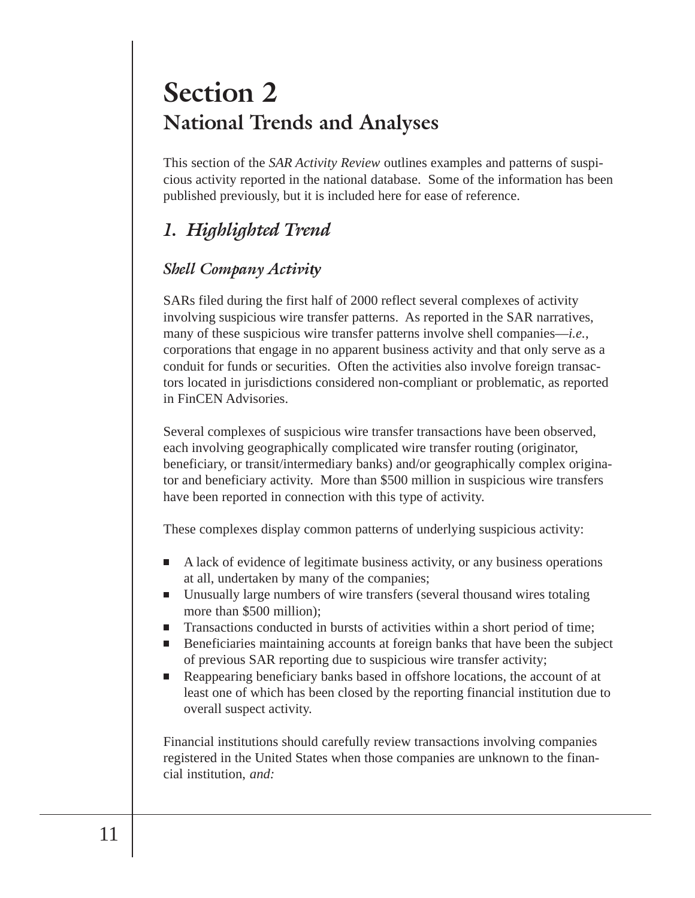# Section 2
## National Trends and Analyses

This section of the *SAR Activity Review* outlines examples and patterns of suspicious activity reported in the national database. Some of the information has been published previously, but it is included here for ease of reference.

### *1. Highlighted Trend*

#### *Shell Company Activity*

SARs filed during the first half of 2000 reflect several complexes of activity involving suspicious wire transfer patterns. As reported in the SAR narratives, many of these suspicious wire transfer patterns involve shell companies—*i.e.*, corporations that engage in no apparent business activity and that only serve as a conduit for funds or securities. Often the activities also involve foreign transactors located in jurisdictions considered non-compliant or problematic, as reported in FinCEN Advisories.

Several complexes of suspicious wire transfer transactions have been observed, each involving geographically complicated wire transfer routing (originator, beneficiary, or transit/intermediary banks) and/or geographically complex originator and beneficiary activity. More than $500 million in suspicious wire transfers have been reported in connection with this type of activity.

These complexes display common patterns of underlying suspicious activity:

- A lack of evidence of legitimate business activity, or any business operations at all, undertaken by many of the companies;
- Unusually large numbers of wire transfers (several thousand wires totaling more than $500 million);
- Transactions conducted in bursts of activities within a short period of time;
- Beneficiaries maintaining accounts at foreign banks that have been the subject of previous SAR reporting due to suspicious wire transfer activity;
- Reappearing beneficiary banks based in offshore locations, the account of at least one of which has been closed by the reporting financial institution due to overall suspect activity.

Financial institutions should carefully review transactions involving companies registered in the United States when those companies are unknown to the financial institution, *and:*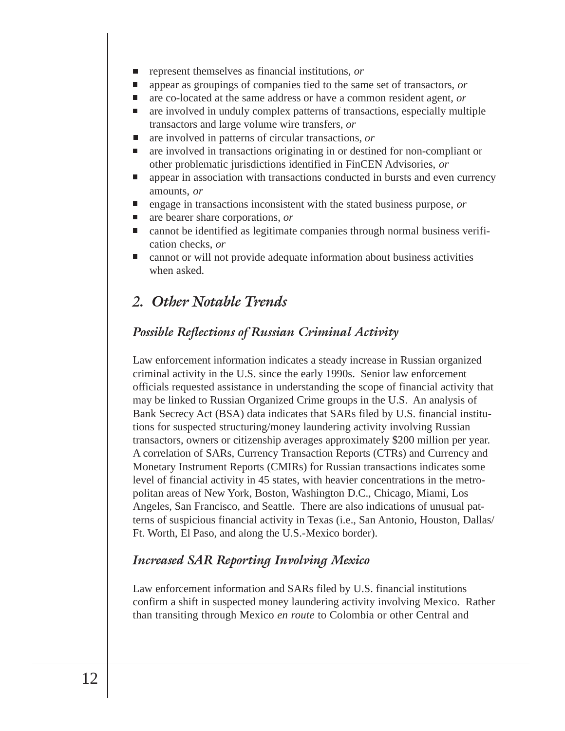- represent themselves as financial institutions, *or*
- appear as groupings of companies tied to the same set of transactors, *or*
- are co-located at the same address or have a common resident agent, *or*
- are involved in unduly complex patterns of transactions, especially multiple transactors and large volume wire transfers, *or*
- are involved in patterns of circular transactions, *or*
- are involved in transactions originating in or destined for non-compliant or other problematic jurisdictions identified in FinCEN Advisories, *or*
- appear in association with transactions conducted in bursts and even currency amounts, *or*
- engage in transactions inconsistent with the stated business purpose, *or*
- are bearer share corporations, *or*
- cannot be identified as legitimate companies through normal business verification checks, *or*
- cannot or will not provide adequate information about business activities when asked.

## *2. Other Notable Trends*

### *Possible Reflections of Russian Criminal Activity*

Law enforcement information indicates a steady increase in Russian organized criminal activity in the U.S. since the early 1990s. Senior law enforcement officials requested assistance in understanding the scope of financial activity that may be linked to Russian Organized Crime groups in the U.S. An analysis of Bank Secrecy Act (BSA) data indicates that SARs filed by U.S. financial institutions for suspected structuring/money laundering activity involving Russian transactors, owners or citizenship averages approximately $200 million per year. A correlation of SARs, Currency Transaction Reports (CTRs) and Currency and Monetary Instrument Reports (CMIRs) for Russian transactions indicates some level of financial activity in 45 states, with heavier concentrations in the metropolitan areas of New York, Boston, Washington D.C., Chicago, Miami, Los Angeles, San Francisco, and Seattle. There are also indications of unusual patterns of suspicious financial activity in Texas (i.e., San Antonio, Houston, Dallas/ Ft. Worth, El Paso, and along the U.S.-Mexico border).

### *Increased SAR Reporting Involving Mexico*

Law enforcement information and SARs filed by U.S. financial institutions confirm a shift in suspected money laundering activity involving Mexico. Rather than transiting through Mexico *en route* to Colombia or other Central and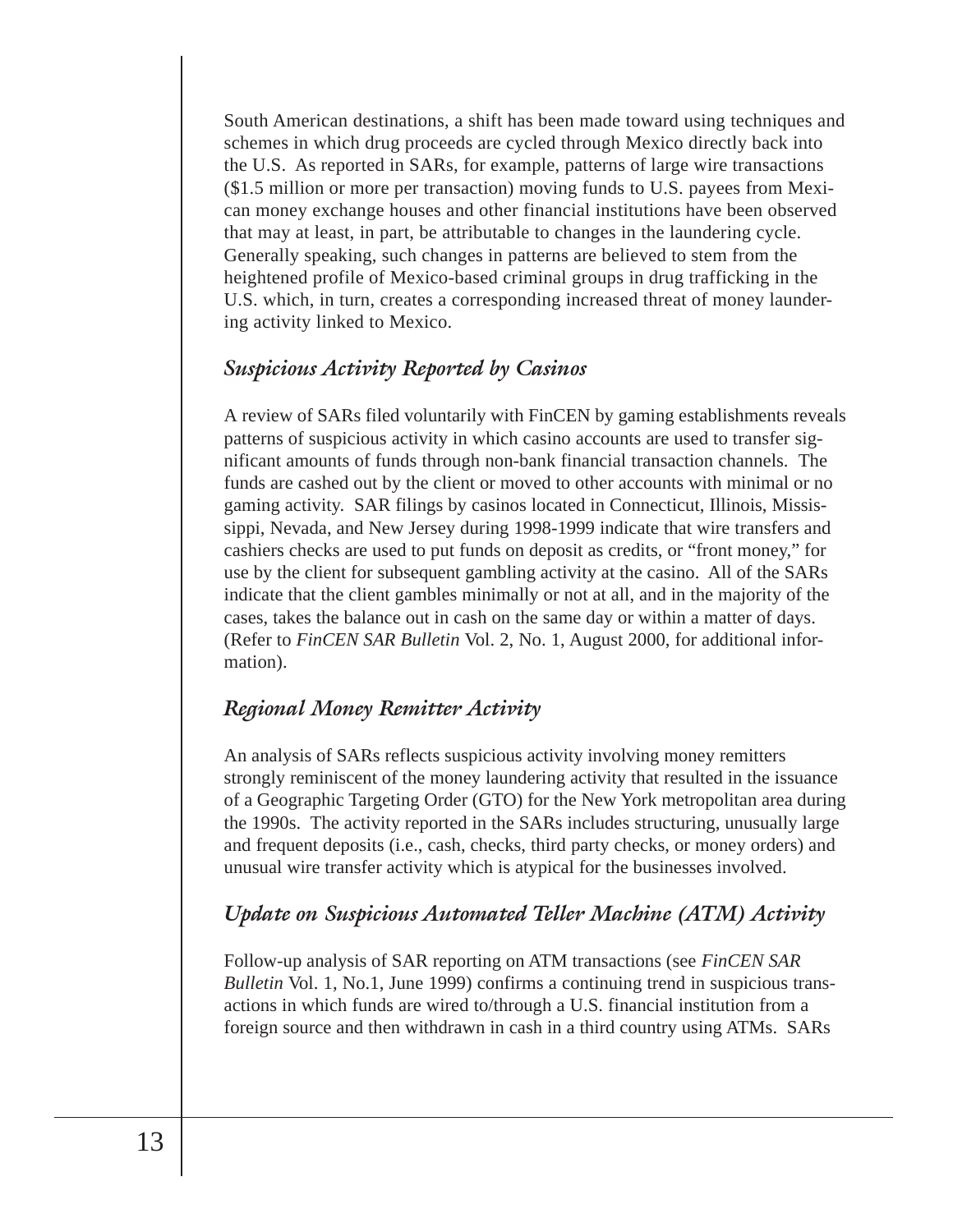South American destinations, a shift has been made toward using techniques and schemes in which drug proceeds are cycled through Mexico directly back into the U.S. As reported in SARs, for example, patterns of large wire transactions ($1.5 million or more per transaction) moving funds to U.S. payees from Mexican money exchange houses and other financial institutions have been observed that may at least, in part, be attributable to changes in the laundering cycle. Generally speaking, such changes in patterns are believed to stem from the heightened profile of Mexico-based criminal groups in drug trafficking in the U.S. which, in turn, creates a corresponding increased threat of money laundering activity linked to Mexico.

### *Suspicious Activity Reported by Casinos*

A review of SARs filed voluntarily with FinCEN by gaming establishments reveals patterns of suspicious activity in which casino accounts are used to transfer significant amounts of funds through non-bank financial transaction channels. The funds are cashed out by the client or moved to other accounts with minimal or no gaming activity. SAR filings by casinos located in Connecticut, Illinois, Mississippi, Nevada, and New Jersey during 1998-1999 indicate that wire transfers and cashiers checks are used to put funds on deposit as credits, or "front money," for use by the client for subsequent gambling activity at the casino. All of the SARs indicate that the client gambles minimally or not at all, and in the majority of the cases, takes the balance out in cash on the same day or within a matter of days. (Refer to *FinCEN SAR Bulletin* Vol. 2, No. 1, August 2000, for additional information).

### *Regional Money Remitter Activity*

An analysis of SARs reflects suspicious activity involving money remitters strongly reminiscent of the money laundering activity that resulted in the issuance of a Geographic Targeting Order (GTO) for the New York metropolitan area during the 1990s. The activity reported in the SARs includes structuring, unusually large and frequent deposits (i.e., cash, checks, third party checks, or money orders) and unusual wire transfer activity which is atypical for the businesses involved.

### *Update on Suspicious Automated Teller Machine (ATM) Activity*

Follow-up analysis of SAR reporting on ATM transactions (see *FinCEN SAR Bulletin* Vol. 1, No.1, June 1999) confirms a continuing trend in suspicious transactions in which funds are wired to/through a U.S. financial institution from a foreign source and then withdrawn in cash in a third country using ATMs. SARs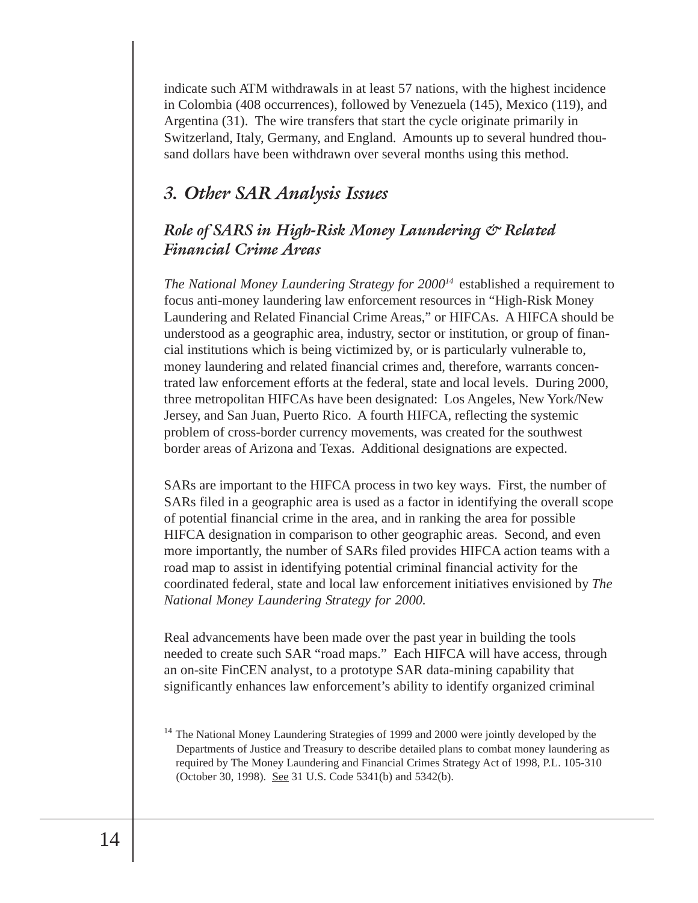indicate such ATM withdrawals in at least 57 nations, with the highest incidence in Colombia (408 occurrences), followed by Venezuela (145), Mexico (119), and Argentina (31). The wire transfers that start the cycle originate primarily in Switzerland, Italy, Germany, and England. Amounts up to several hundred thousand dollars have been withdrawn over several months using this method.

## *3. Other SAR Analysis Issues*

### *Role of SARS in High-Risk Money Laundering & Related Financial Crime Areas*

*The National Money Laundering Strategy for 2000*[14] established a requirement to focus anti-money laundering law enforcement resources in "High-Risk Money Laundering and Related Financial Crime Areas," or HIFCAs. A HIFCA should be understood as a geographic area, industry, sector or institution, or group of financial institutions which is being victimized by, or is particularly vulnerable to, money laundering and related financial crimes and, therefore, warrants concentrated law enforcement efforts at the federal, state and local levels. During 2000, three metropolitan HIFCAs have been designated: Los Angeles, New York/New Jersey, and San Juan, Puerto Rico. A fourth HIFCA, reflecting the systemic problem of cross-border currency movements, was created for the southwest border areas of Arizona and Texas. Additional designations are expected.

SARs are important to the HIFCA process in two key ways. First, the number of SARs filed in a geographic area is used as a factor in identifying the overall scope of potential financial crime in the area, and in ranking the area for possible HIFCA designation in comparison to other geographic areas. Second, and even more importantly, the number of SARs filed provides HIFCA action teams with a road map to assist in identifying potential criminal financial activity for the coordinated federal, state and local law enforcement initiatives envisioned by *The National Money Laundering Strategy for 2000.*

Real advancements have been made over the past year in building the tools needed to create such SAR "road maps." Each HIFCA will have access, through an on-site FinCEN analyst, to a prototype SAR data-mining capability that significantly enhances law enforcement's ability to identify organized criminal

[14] The National Money Laundering Strategies of 1999 and 2000 were jointly developed by the Departments of Justice and Treasury to describe detailed plans to combat money laundering as required by The Money Laundering and Financial Crimes Strategy Act of 1998, P.L. 105-310 (October 30, 1998). See 31 U.S. Code 5341(b) and 5342(b).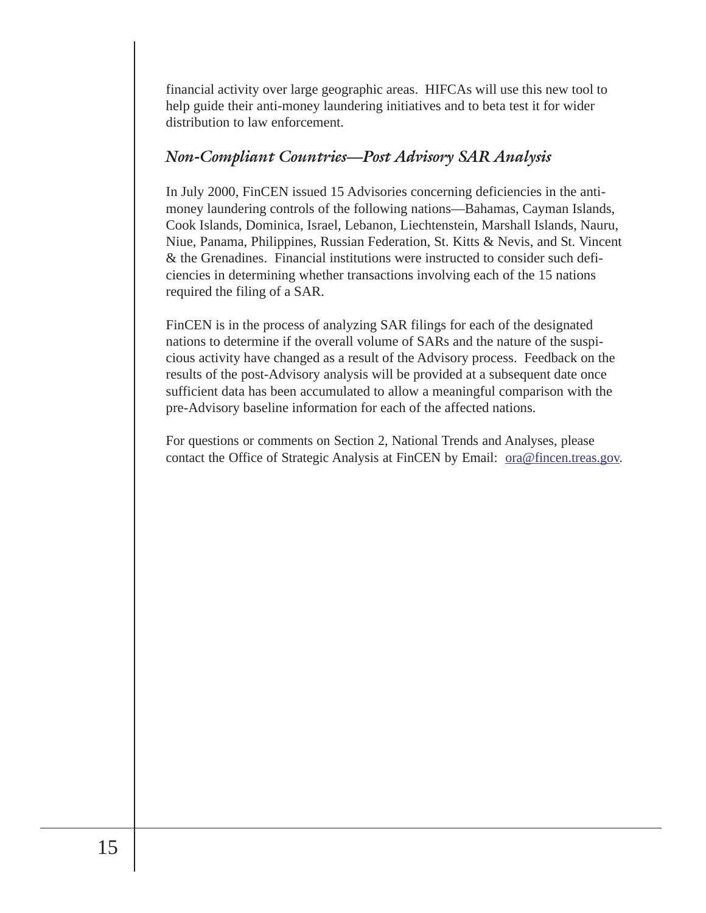financial activity over large geographic areas. HIFCAs will use this new tool to help guide their anti-money laundering initiatives and to beta test it for wider distribution to law enforcement.

### *Non-Compliant Countries—Post Advisory SAR Analysis*

In July 2000, FinCEN issued 15 Advisories concerning deficiencies in the anti-money laundering controls of the following nations—Bahamas, Cayman Islands, Cook Islands, Dominica, Israel, Lebanon, Liechtenstein, Marshall Islands, Nauru, Niue, Panama, Philippines, Russian Federation, St. Kitts & Nevis, and St. Vincent & the Grenadines. Financial institutions were instructed to consider such deficiencies in determining whether transactions involving each of the 15 nations required the filing of a SAR.

FinCEN is in the process of analyzing SAR filings for each of the designated nations to determine if the overall volume of SARs and the nature of the suspicious activity have changed as a result of the Advisory process. Feedback on the results of the post-Advisory analysis will be provided at a subsequent date once sufficient data has been accumulated to allow a meaningful comparison with the pre-Advisory baseline information for each of the affected nations.

For questions or comments on Section 2, National Trends and Analyses, please contact the Office of Strategic Analysis at FinCEN by Email: ora@fincen.treas.gov.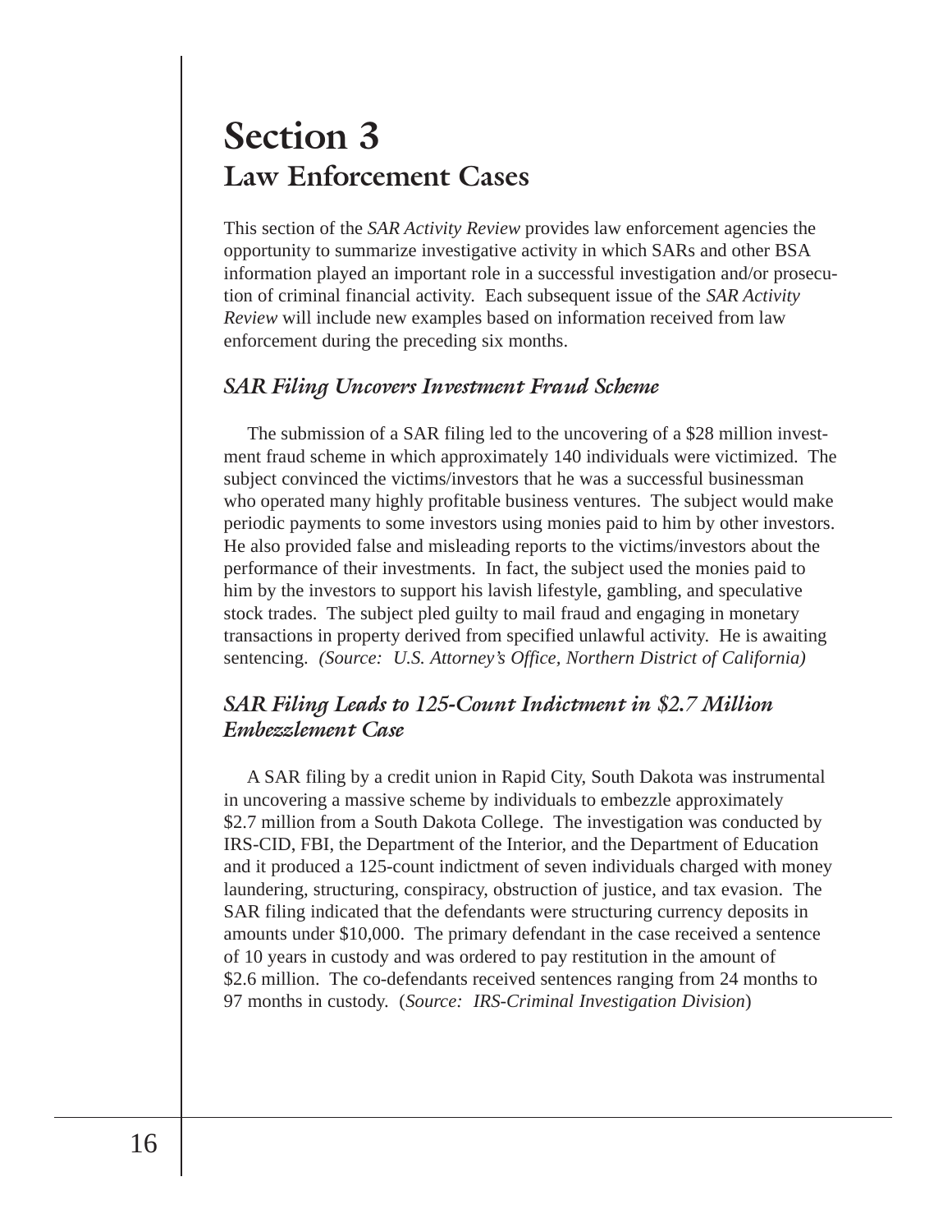# Section 3
## Law Enforcement Cases

This section of the *SAR Activity Review* provides law enforcement agencies the opportunity to summarize investigative activity in which SARs and other BSA information played an important role in a successful investigation and/or prosecution of criminal financial activity. Each subsequent issue of the *SAR Activity Review* will include new examples based on information received from law enforcement during the preceding six months.

### *SAR Filing Uncovers Investment Fraud Scheme*

The submission of a SAR filing led to the uncovering of a $28 million investment fraud scheme in which approximately 140 individuals were victimized. The subject convinced the victims/investors that he was a successful businessman who operated many highly profitable business ventures. The subject would make periodic payments to some investors using monies paid to him by other investors. He also provided false and misleading reports to the victims/investors about the performance of their investments. In fact, the subject used the monies paid to him by the investors to support his lavish lifestyle, gambling, and speculative stock trades. The subject pled guilty to mail fraud and engaging in monetary transactions in property derived from specified unlawful activity. He is awaiting sentencing. *(Source: U.S. Attorney's Office, Northern District of California)*

### *SAR Filing Leads to 125-Count Indictment in $2.7 Million Embezzlement Case*

A SAR filing by a credit union in Rapid City, South Dakota was instrumental in uncovering a massive scheme by individuals to embezzle approximately $2.7 million from a South Dakota College. The investigation was conducted by IRS-CID, FBI, the Department of the Interior, and the Department of Education and it produced a 125-count indictment of seven individuals charged with money laundering, structuring, conspiracy, obstruction of justice, and tax evasion. The SAR filing indicated that the defendants were structuring currency deposits in amounts under $10,000. The primary defendant in the case received a sentence of 10 years in custody and was ordered to pay restitution in the amount of $2.6 million. The co-defendants received sentences ranging from 24 months to 97 months in custody. (*Source: IRS-Criminal Investigation Division*)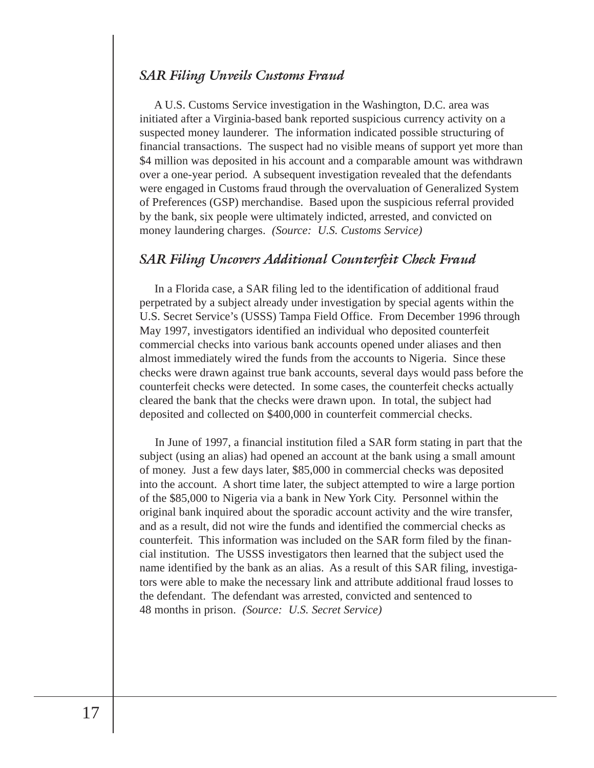### *SAR Filing Unveils Customs Fraud*

A U.S. Customs Service investigation in the Washington, D.C. area was initiated after a Virginia-based bank reported suspicious currency activity on a suspected money launderer. The information indicated possible structuring of financial transactions. The suspect had no visible means of support yet more than $4 million was deposited in his account and a comparable amount was withdrawn over a one-year period. A subsequent investigation revealed that the defendants were engaged in Customs fraud through the overvaluation of Generalized System of Preferences (GSP) merchandise. Based upon the suspicious referral provided by the bank, six people were ultimately indicted, arrested, and convicted on money laundering charges. *(Source: U.S. Customs Service)*

### *SAR Filing Uncovers Additional Counterfeit Check Fraud*

In a Florida case, a SAR filing led to the identification of additional fraud perpetrated by a subject already under investigation by special agents within the U.S. Secret Service's (USSS) Tampa Field Office. From December 1996 through May 1997, investigators identified an individual who deposited counterfeit commercial checks into various bank accounts opened under aliases and then almost immediately wired the funds from the accounts to Nigeria. Since these checks were drawn against true bank accounts, several days would pass before the counterfeit checks were detected. In some cases, the counterfeit checks actually cleared the bank that the checks were drawn upon. In total, the subject had deposited and collected on $400,000 in counterfeit commercial checks.

In June of 1997, a financial institution filed a SAR form stating in part that the subject (using an alias) had opened an account at the bank using a small amount of money. Just a few days later, $85,000 in commercial checks was deposited into the account. A short time later, the subject attempted to wire a large portion of the $85,000 to Nigeria via a bank in New York City. Personnel within the original bank inquired about the sporadic account activity and the wire transfer, and as a result, did not wire the funds and identified the commercial checks as counterfeit. This information was included on the SAR form filed by the financial institution. The USSS investigators then learned that the subject used the name identified by the bank as an alias. As a result of this SAR filing, investigators were able to make the necessary link and attribute additional fraud losses to the defendant. The defendant was arrested, convicted and sentenced to 48 months in prison. *(Source: U.S. Secret Service)*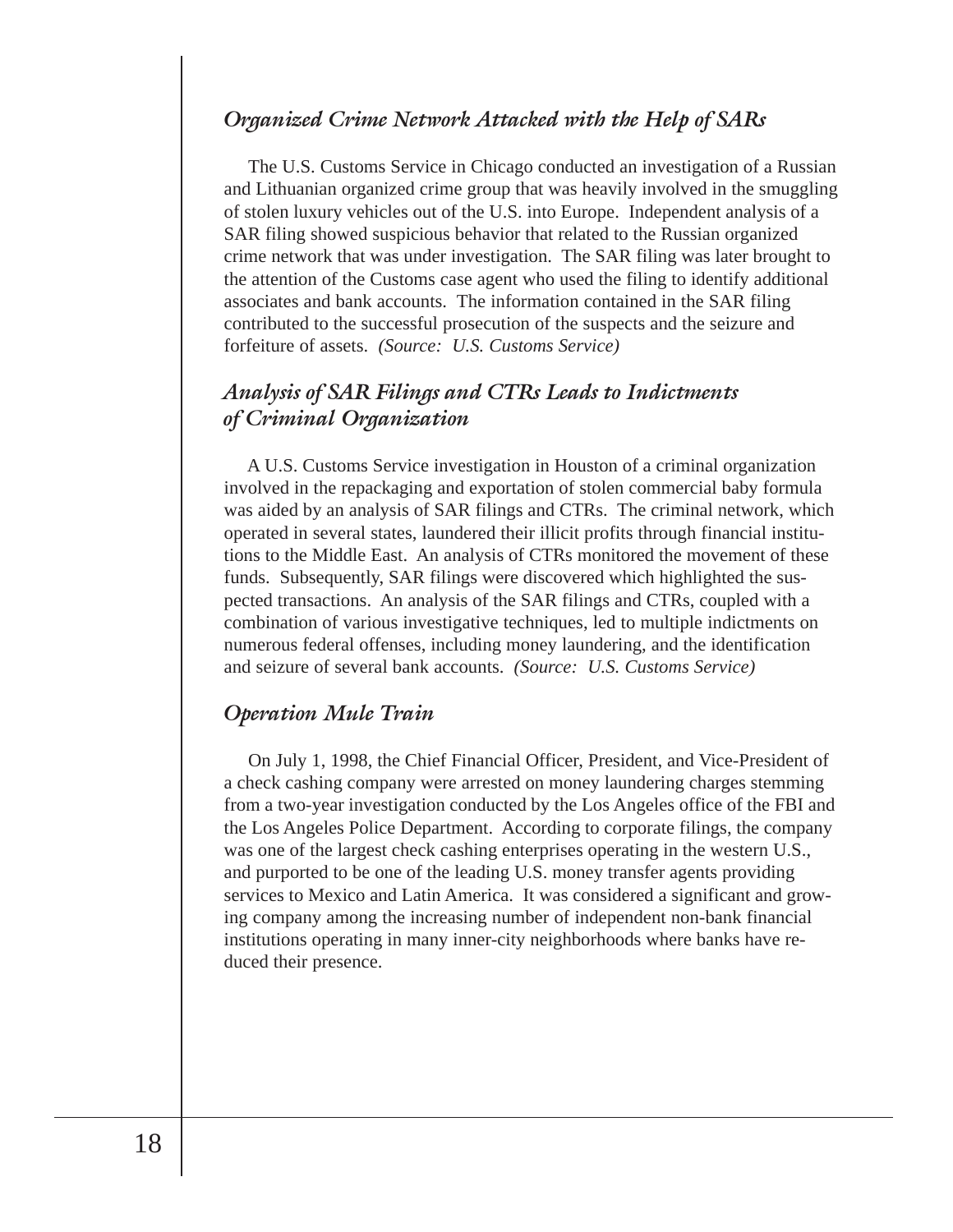### *Organized Crime Network Attacked with the Help of SARs*

The U.S. Customs Service in Chicago conducted an investigation of a Russian and Lithuanian organized crime group that was heavily involved in the smuggling of stolen luxury vehicles out of the U.S. into Europe. Independent analysis of a SAR filing showed suspicious behavior that related to the Russian organized crime network that was under investigation. The SAR filing was later brought to the attention of the Customs case agent who used the filing to identify additional associates and bank accounts. The information contained in the SAR filing contributed to the successful prosecution of the suspects and the seizure and forfeiture of assets. *(Source: U.S. Customs Service)*

### *Analysis of SAR Filings and CTRs Leads to Indictments of Criminal Organization*

A U.S. Customs Service investigation in Houston of a criminal organization involved in the repackaging and exportation of stolen commercial baby formula was aided by an analysis of SAR filings and CTRs. The criminal network, which operated in several states, laundered their illicit profits through financial institutions to the Middle East. An analysis of CTRs monitored the movement of these funds. Subsequently, SAR filings were discovered which highlighted the suspected transactions. An analysis of the SAR filings and CTRs, coupled with a combination of various investigative techniques, led to multiple indictments on numerous federal offenses, including money laundering, and the identification and seizure of several bank accounts. *(Source: U.S. Customs Service)*

### *Operation Mule Train*

On July 1, 1998, the Chief Financial Officer, President, and Vice-President of a check cashing company were arrested on money laundering charges stemming from a two-year investigation conducted by the Los Angeles office of the FBI and the Los Angeles Police Department. According to corporate filings, the company was one of the largest check cashing enterprises operating in the western U.S., and purported to be one of the leading U.S. money transfer agents providing services to Mexico and Latin America. It was considered a significant and growing company among the increasing number of independent non-bank financial institutions operating in many inner-city neighborhoods where banks have reduced their presence.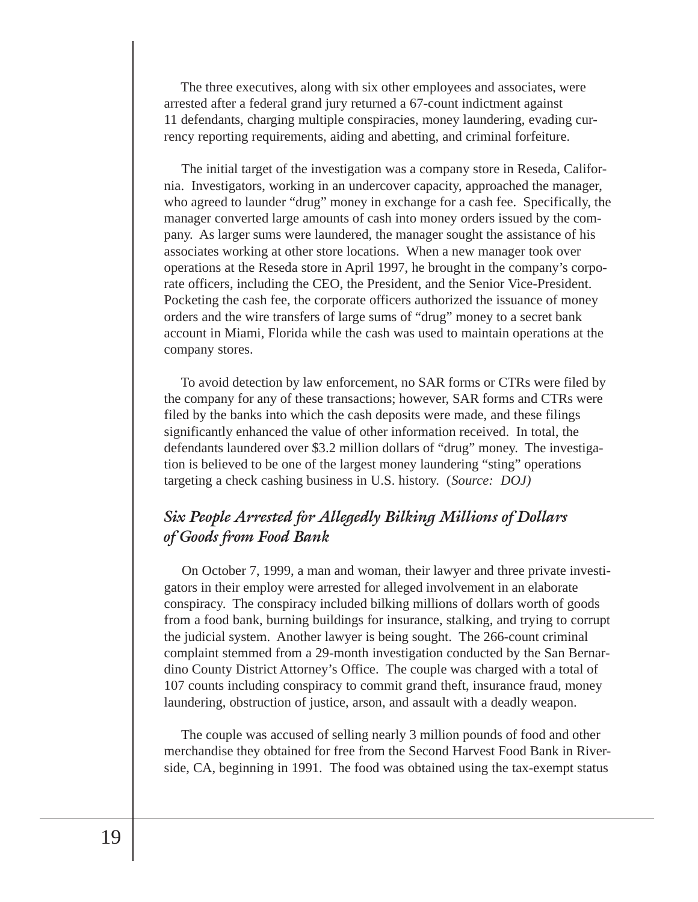The three executives, along with six other employees and associates, were arrested after a federal grand jury returned a 67-count indictment against 11 defendants, charging multiple conspiracies, money laundering, evading currency reporting requirements, aiding and abetting, and criminal forfeiture.

The initial target of the investigation was a company store in Reseda, California. Investigators, working in an undercover capacity, approached the manager, who agreed to launder "drug" money in exchange for a cash fee. Specifically, the manager converted large amounts of cash into money orders issued by the company. As larger sums were laundered, the manager sought the assistance of his associates working at other store locations. When a new manager took over operations at the Reseda store in April 1997, he brought in the company's corporate officers, including the CEO, the President, and the Senior Vice-President. Pocketing the cash fee, the corporate officers authorized the issuance of money orders and the wire transfers of large sums of "drug" money to a secret bank account in Miami, Florida while the cash was used to maintain operations at the company stores.

To avoid detection by law enforcement, no SAR forms or CTRs were filed by the company for any of these transactions; however, SAR forms and CTRs were filed by the banks into which the cash deposits were made, and these filings significantly enhanced the value of other information received. In total, the defendants laundered over $3.2 million dollars of "drug" money. The investigation is believed to be one of the largest money laundering "sting" operations targeting a check cashing business in U.S. history. (*Source: DOJ)*

## *Six People Arrested for Allegedly Bilking Millions of Dollars of Goods from Food Bank*

On October 7, 1999, a man and woman, their lawyer and three private investigators in their employ were arrested for alleged involvement in an elaborate conspiracy. The conspiracy included bilking millions of dollars worth of goods from a food bank, burning buildings for insurance, stalking, and trying to corrupt the judicial system. Another lawyer is being sought. The 266-count criminal complaint stemmed from a 29-month investigation conducted by the San Bernardino County District Attorney's Office. The couple was charged with a total of 107 counts including conspiracy to commit grand theft, insurance fraud, money laundering, obstruction of justice, arson, and assault with a deadly weapon.

The couple was accused of selling nearly 3 million pounds of food and other merchandise they obtained for free from the Second Harvest Food Bank in Riverside, CA, beginning in 1991. The food was obtained using the tax-exempt status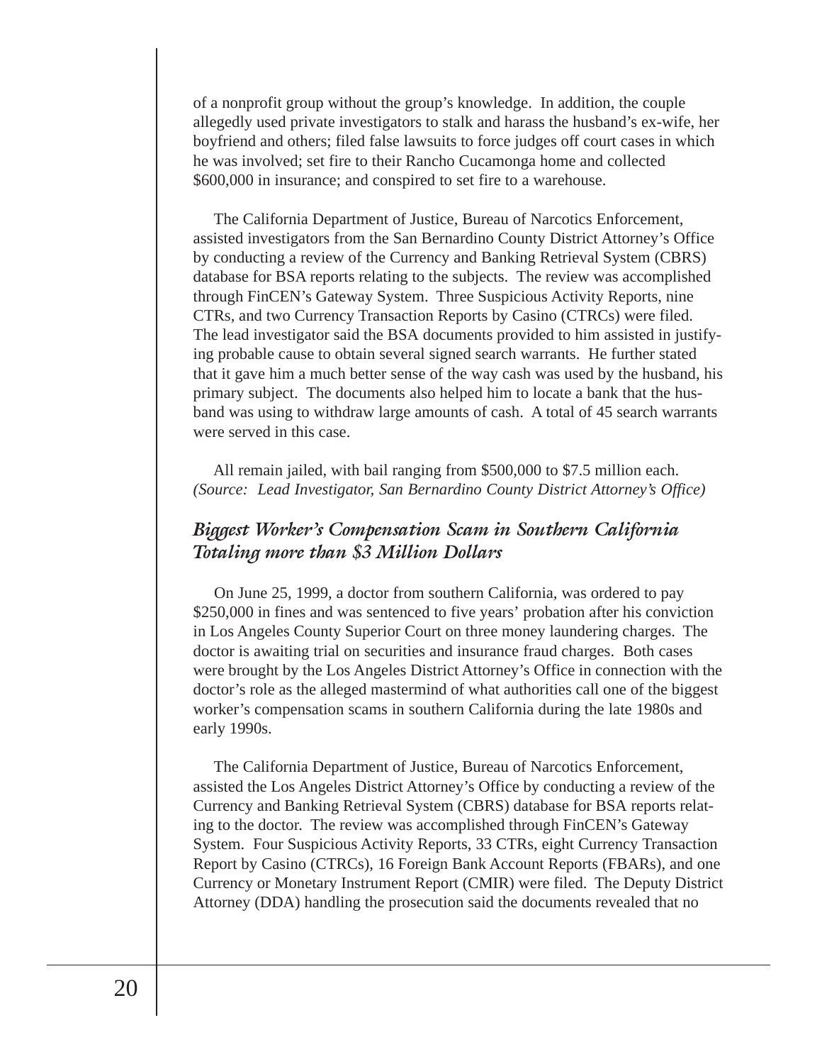of a nonprofit group without the group's knowledge. In addition, the couple allegedly used private investigators to stalk and harass the husband's ex-wife, her boyfriend and others; filed false lawsuits to force judges off court cases in which he was involved; set fire to their Rancho Cucamonga home and collected $600,000 in insurance; and conspired to set fire to a warehouse.

The California Department of Justice, Bureau of Narcotics Enforcement, assisted investigators from the San Bernardino County District Attorney's Office by conducting a review of the Currency and Banking Retrieval System (CBRS) database for BSA reports relating to the subjects. The review was accomplished through FinCEN's Gateway System. Three Suspicious Activity Reports, nine CTRs, and two Currency Transaction Reports by Casino (CTRCs) were filed. The lead investigator said the BSA documents provided to him assisted in justifying probable cause to obtain several signed search warrants. He further stated that it gave him a much better sense of the way cash was used by the husband, his primary subject. The documents also helped him to locate a bank that the husband was using to withdraw large amounts of cash. A total of 45 search warrants were served in this case.

All remain jailed, with bail ranging from $500,000 to $7.5 million each. *(Source: Lead Investigator, San Bernardino County District Attorney's Office)*

## *Biggest Worker's Compensation Scam in Southern California Totaling more than $3 Million Dollars*

On June 25, 1999, a doctor from southern California, was ordered to pay $250,000 in fines and was sentenced to five years' probation after his conviction in Los Angeles County Superior Court on three money laundering charges. The doctor is awaiting trial on securities and insurance fraud charges. Both cases were brought by the Los Angeles District Attorney's Office in connection with the doctor's role as the alleged mastermind of what authorities call one of the biggest worker's compensation scams in southern California during the late 1980s and early 1990s.

The California Department of Justice, Bureau of Narcotics Enforcement, assisted the Los Angeles District Attorney's Office by conducting a review of the Currency and Banking Retrieval System (CBRS) database for BSA reports relating to the doctor. The review was accomplished through FinCEN's Gateway System. Four Suspicious Activity Reports, 33 CTRs, eight Currency Transaction Report by Casino (CTRCs), 16 Foreign Bank Account Reports (FBARs), and one Currency or Monetary Instrument Report (CMIR) were filed. The Deputy District Attorney (DDA) handling the prosecution said the documents revealed that no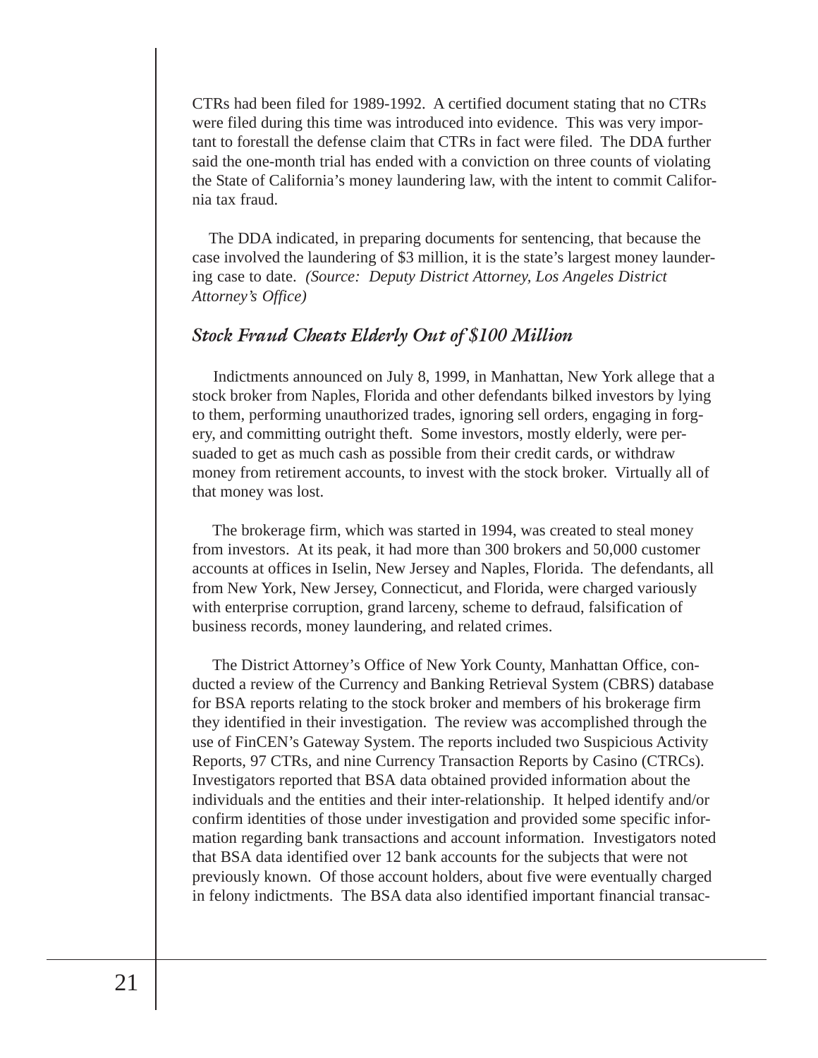CTRs had been filed for 1989-1992. A certified document stating that no CTRs were filed during this time was introduced into evidence. This was very important to forestall the defense claim that CTRs in fact were filed. The DDA further said the one-month trial has ended with a conviction on three counts of violating the State of California's money laundering law, with the intent to commit California tax fraud.

The DDA indicated, in preparing documents for sentencing, that because the case involved the laundering of $3 million, it is the state's largest money laundering case to date. *(Source: Deputy District Attorney, Los Angeles District Attorney's Office)*

### *Stock Fraud Cheats Elderly Out of $100 Million*

Indictments announced on July 8, 1999, in Manhattan, New York allege that a stock broker from Naples, Florida and other defendants bilked investors by lying to them, performing unauthorized trades, ignoring sell orders, engaging in forgery, and committing outright theft. Some investors, mostly elderly, were persuaded to get as much cash as possible from their credit cards, or withdraw money from retirement accounts, to invest with the stock broker. Virtually all of that money was lost.

The brokerage firm, which was started in 1994, was created to steal money from investors. At its peak, it had more than 300 brokers and 50,000 customer accounts at offices in Iselin, New Jersey and Naples, Florida. The defendants, all from New York, New Jersey, Connecticut, and Florida, were charged variously with enterprise corruption, grand larceny, scheme to defraud, falsification of business records, money laundering, and related crimes.

The District Attorney's Office of New York County, Manhattan Office, conducted a review of the Currency and Banking Retrieval System (CBRS) database for BSA reports relating to the stock broker and members of his brokerage firm they identified in their investigation. The review was accomplished through the use of FinCEN's Gateway System. The reports included two Suspicious Activity Reports, 97 CTRs, and nine Currency Transaction Reports by Casino (CTRCs). Investigators reported that BSA data obtained provided information about the individuals and the entities and their inter-relationship. It helped identify and/or confirm identities of those under investigation and provided some specific information regarding bank transactions and account information. Investigators noted that BSA data identified over 12 bank accounts for the subjects that were not previously known. Of those account holders, about five were eventually charged in felony indictments. The BSA data also identified important financial transac-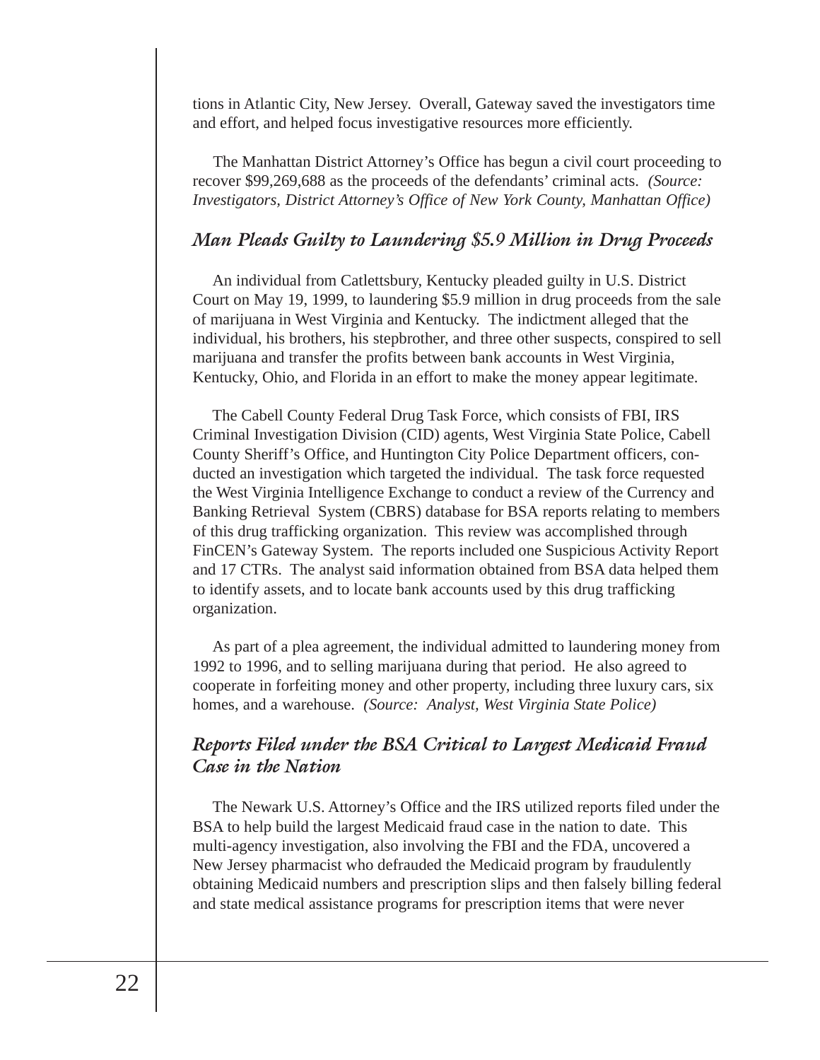tions in Atlantic City, New Jersey. Overall, Gateway saved the investigators time and effort, and helped focus investigative resources more efficiently.

The Manhattan District Attorney's Office has begun a civil court proceeding to recover $99,269,688 as the proceeds of the defendants' criminal acts. *(Source: Investigators, District Attorney's Office of New York County, Manhattan Office)*

## *Man Pleads Guilty to Laundering $5.9 Million in Drug Proceeds*

An individual from Catlettsbury, Kentucky pleaded guilty in U.S. District Court on May 19, 1999, to laundering $5.9 million in drug proceeds from the sale of marijuana in West Virginia and Kentucky. The indictment alleged that the individual, his brothers, his stepbrother, and three other suspects, conspired to sell marijuana and transfer the profits between bank accounts in West Virginia, Kentucky, Ohio, and Florida in an effort to make the money appear legitimate.

The Cabell County Federal Drug Task Force, which consists of FBI, IRS Criminal Investigation Division (CID) agents, West Virginia State Police, Cabell County Sheriff's Office, and Huntington City Police Department officers, conducted an investigation which targeted the individual. The task force requested the West Virginia Intelligence Exchange to conduct a review of the Currency and Banking Retrieval System (CBRS) database for BSA reports relating to members of this drug trafficking organization. This review was accomplished through FinCEN's Gateway System. The reports included one Suspicious Activity Report and 17 CTRs. The analyst said information obtained from BSA data helped them to identify assets, and to locate bank accounts used by this drug trafficking organization.

As part of a plea agreement, the individual admitted to laundering money from 1992 to 1996, and to selling marijuana during that period. He also agreed to cooperate in forfeiting money and other property, including three luxury cars, six homes, and a warehouse. *(Source: Analyst, West Virginia State Police)*

## *Reports Filed under the BSA Critical to Largest Medicaid Fraud Case in the Nation*

The Newark U.S. Attorney's Office and the IRS utilized reports filed under the BSA to help build the largest Medicaid fraud case in the nation to date. This multi-agency investigation, also involving the FBI and the FDA, uncovered a New Jersey pharmacist who defrauded the Medicaid program by fraudulently obtaining Medicaid numbers and prescription slips and then falsely billing federal and state medical assistance programs for prescription items that were never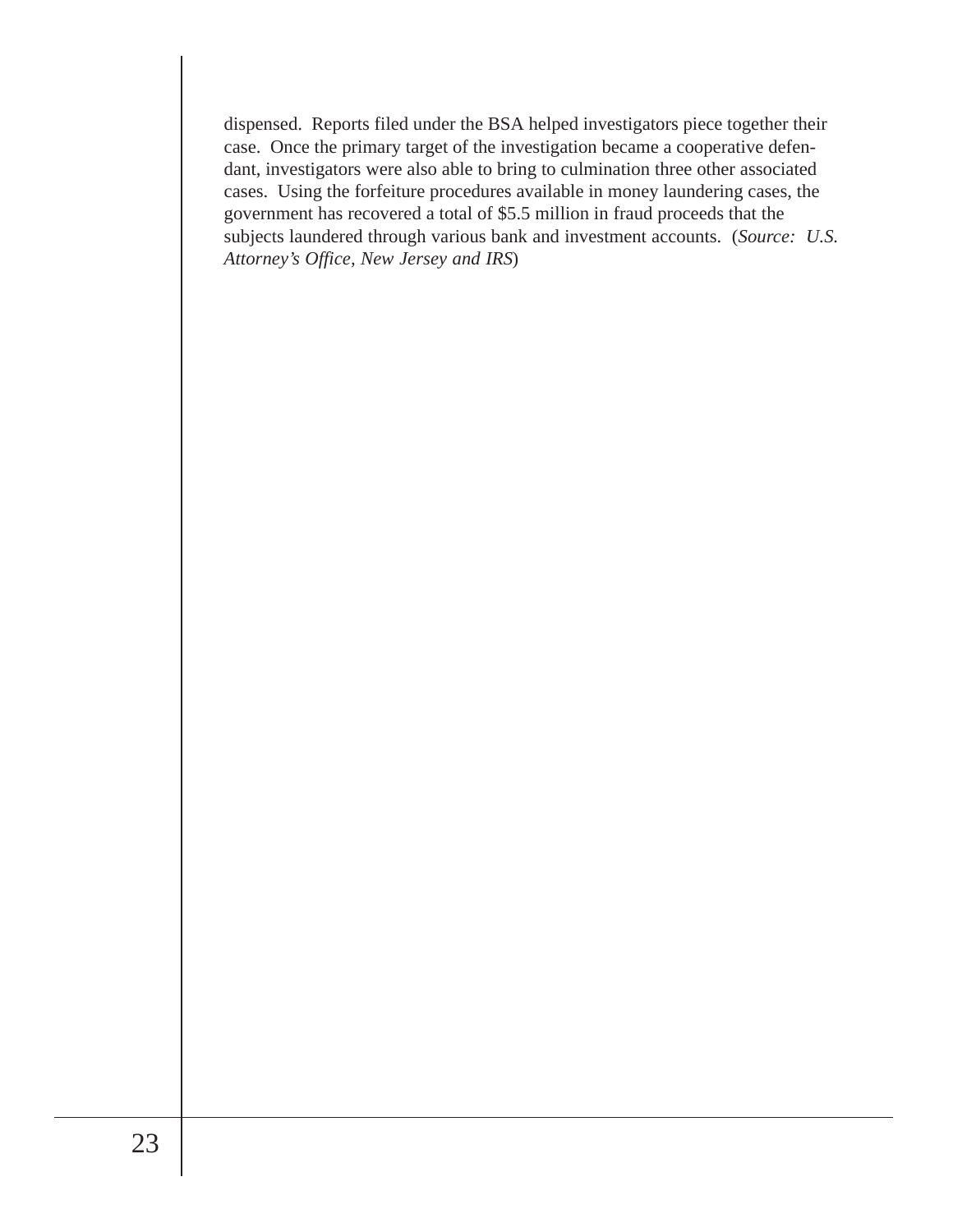dispensed. Reports filed under the BSA helped investigators piece together their case. Once the primary target of the investigation became a cooperative defendant, investigators were also able to bring to culmination three other associated cases. Using the forfeiture procedures available in money laundering cases, the government has recovered a total of $5.5 million in fraud proceeds that the subjects laundered through various bank and investment accounts. (*Source: U.S. Attorney's Office, New Jersey and IRS*)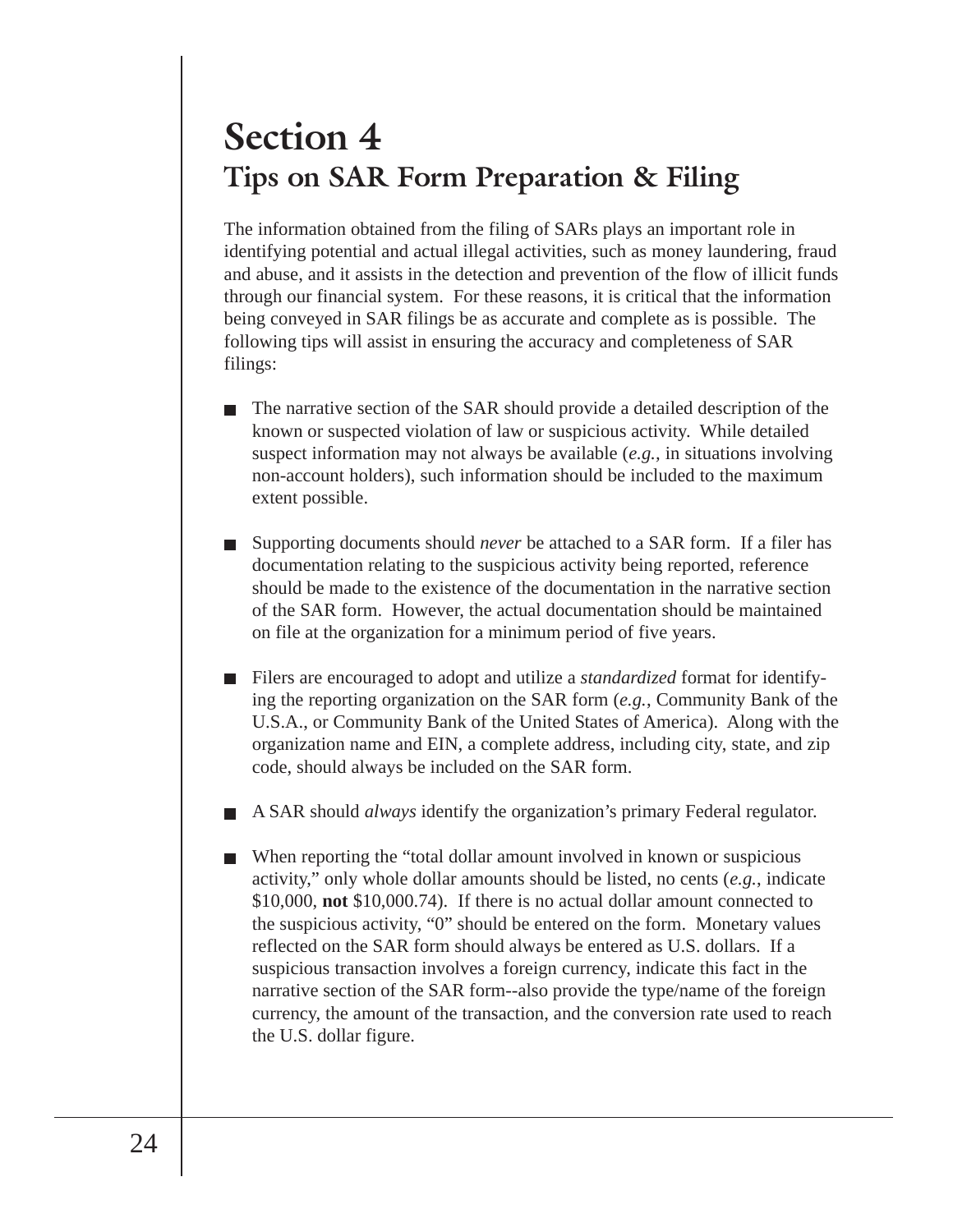# Section 4

## Tips on SAR Form Preparation & Filing

The information obtained from the filing of SARs plays an important role in identifying potential and actual illegal activities, such as money laundering, fraud and abuse, and it assists in the detection and prevention of the flow of illicit funds through our financial system. For these reasons, it is critical that the information being conveyed in SAR filings be as accurate and complete as is possible. The following tips will assist in ensuring the accuracy and completeness of SAR filings:

- The narrative section of the SAR should provide a detailed description of the known or suspected violation of law or suspicious activity. While detailed suspect information may not always be available (*e.g.*, in situations involving non-account holders), such information should be included to the maximum extent possible.

- Supporting documents should *never* be attached to a SAR form. If a filer has documentation relating to the suspicious activity being reported, reference should be made to the existence of the documentation in the narrative section of the SAR form. However, the actual documentation should be maintained on file at the organization for a minimum period of five years.

- Filers are encouraged to adopt and utilize a *standardized* format for identifying the reporting organization on the SAR form (*e.g.*, Community Bank of the U.S.A., or Community Bank of the United States of America). Along with the organization name and EIN, a complete address, including city, state, and zip code, should always be included on the SAR form.

- A SAR should *always* identify the organization's primary Federal regulator.

- When reporting the "total dollar amount involved in known or suspicious activity," only whole dollar amounts should be listed, no cents (*e.g.*, indicate $10,000, **not** $10,000.74). If there is no actual dollar amount connected to the suspicious activity, "0" should be entered on the form. Monetary values reflected on the SAR form should always be entered as U.S. dollars. If a suspicious transaction involves a foreign currency, indicate this fact in the narrative section of the SAR form--also provide the type/name of the foreign currency, the amount of the transaction, and the conversion rate used to reach the U.S. dollar figure.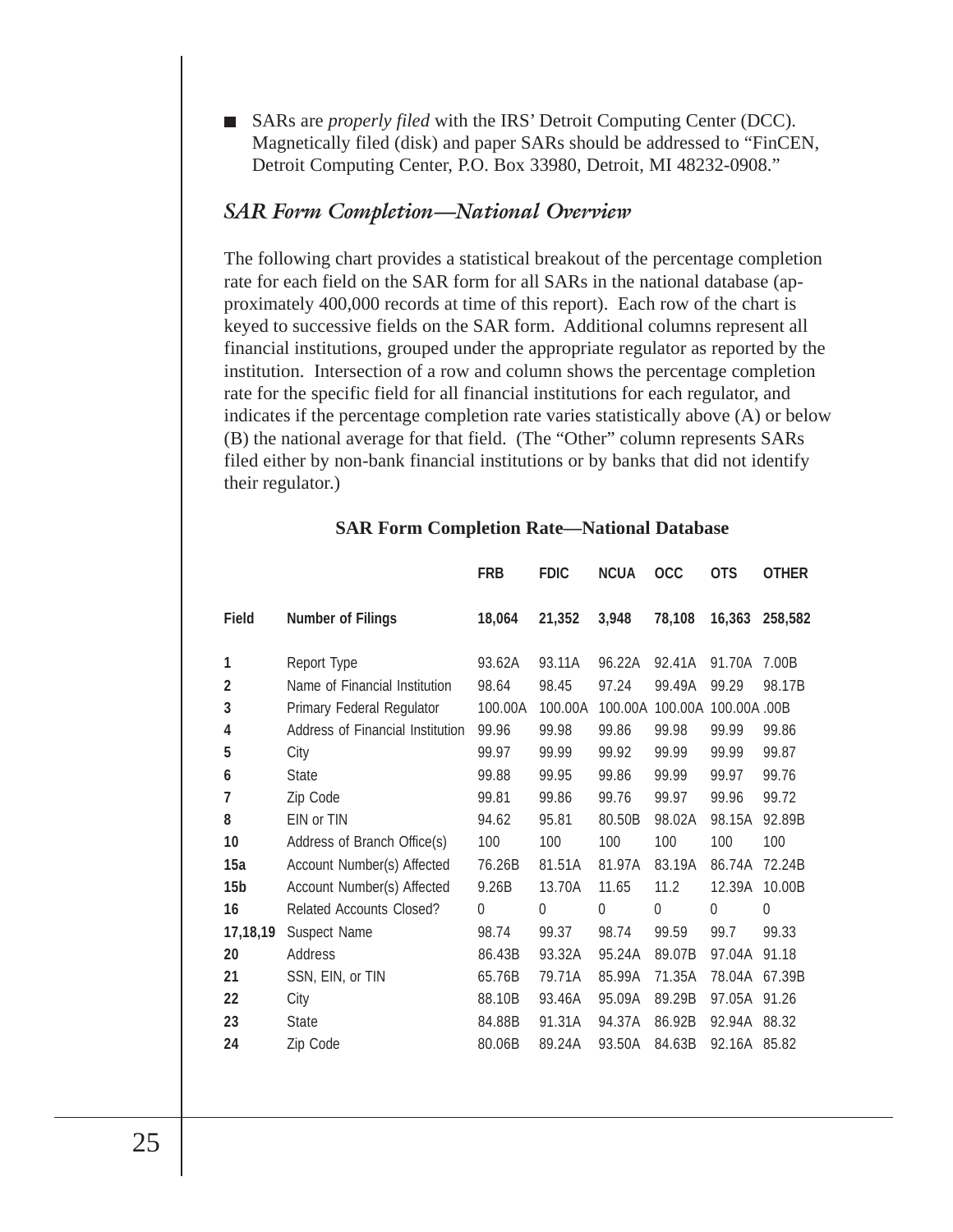- SARs are *properly filed* with the IRS' Detroit Computing Center (DCC). Magnetically filed (disk) and paper SARs should be addressed to "FinCEN, Detroit Computing Center, P.O. Box 33980, Detroit, MI 48232-0908."

## *SAR Form Completion—National Overview*

The following chart provides a statistical breakout of the percentage completion rate for each field on the SAR form for all SARs in the national database (approximately 400,000 records at time of this report). Each row of the chart is keyed to successive fields on the SAR form. Additional columns represent all financial institutions, grouped under the appropriate regulator as reported by the institution. Intersection of a row and column shows the percentage completion rate for the specific field for all financial institutions for each regulator, and indicates if the percentage completion rate varies statistically above (A) or below (B) the national average for that field. (The "Other" column represents SARs filed either by non-bank financial institutions or by banks that did not identify their regulator.)

**SAR Form Completion Rate—National Database**

| Field | Number of Filings | FRB<br>18,064 | FDIC<br>21,352 | NCUA<br>3,948 | OCC<br>78,108 | OTS<br>16,363 | OTHER<br>258,582 |
|---|---|---|---|---|---|---|---|
| 1 | Report Type | 93.62A | 93.11A | 96.22A | 92.41A | 91.70A | 7.00B |
| 2 | Name of Financial Institution | 98.64 | 98.45 | 97.24 | 99.49A | 99.29 | 98.17B |
| 3 | Primary Federal Regulator | 100.00A | 100.00A | 100.00A | 100.00A | 100.00A | .00B |
| 4 | Address of Financial Institution | 99.96 | 99.98 | 99.86 | 99.98 | 99.99 | 99.86 |
| 5 | City | 99.97 | 99.99 | 99.92 | 99.99 | 99.99 | 99.87 |
| 6 | State | 99.88 | 99.95 | 99.86 | 99.99 | 99.97 | 99.76 |
| 7 | Zip Code | 99.81 | 99.86 | 99.76 | 99.97 | 99.96 | 99.72 |
| 8 | EIN or TIN | 94.62 | 95.81 | 80.50B | 98.02A | 98.15A | 92.89B |
| 10 | Address of Branch Office(s) | 100 | 100 | 100 | 100 | 100 | 100 |
| 15a | Account Number(s) Affected | 76.26B | 81.51A | 81.97A | 83.19A | 86.74A | 72.24B |
| 15b | Account Number(s) Affected | 9.26B | 13.70A | 11.65 | 11.2 | 12.39A | 10.00B |
| 16 | Related Accounts Closed? | 0 | 0 | 0 | 0 | 0 | 0 |
| 17,18,19 | Suspect Name | 98.74 | 99.37 | 98.74 | 99.59 | 99.7 | 99.33 |
| 20 | Address | 86.43B | 93.32A | 95.24A | 89.07B | 97.04A | 91.18 |
| 21 | SSN, EIN, or TIN | 65.76B | 79.71A | 85.99A | 71.35A | 78.04A | 67.39B |
| 22 | City | 88.10B | 93.46A | 95.09A | 89.29B | 97.05A | 91.26 |
| 23 | State | 84.88B | 91.31A | 94.37A | 86.92B | 92.94A | 88.32 |
| 24 | Zip Code | 80.06B | 89.24A | 93.50A | 84.63B | 92.16A | 85.82 |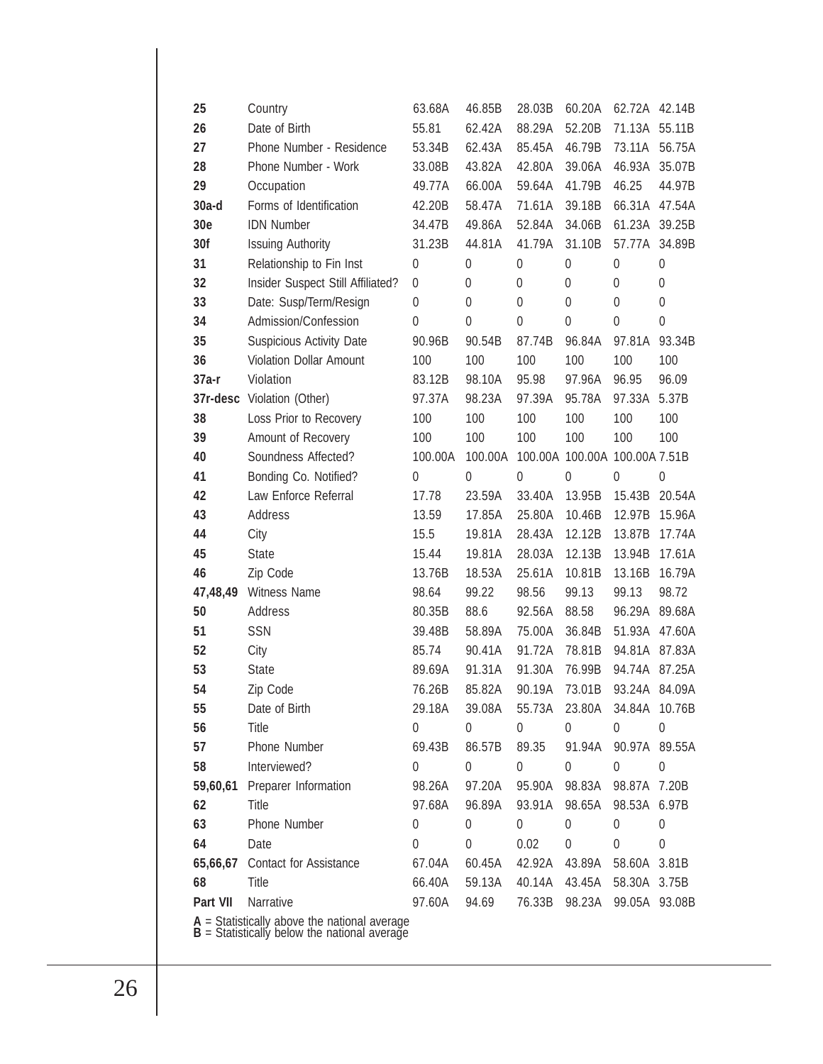| | | | | | | | |
|---|---|---|---|---|---|---|---|
| **25** | Country | 63.68A | 46.85B | 28.03B | 60.20A | 62.72A | 42.14B |
| **26** | Date of Birth | 55.81 | 62.42A | 88.29A | 52.20B | 71.13A | 55.11B |
| **27** | Phone Number - Residence | 53.34B | 62.43A | 85.45A | 46.79B | 73.11A | 56.75A |
| **28** | Phone Number - Work | 33.08B | 43.82A | 42.80A | 39.06A | 46.93A | 35.07B |
| **29** | Occupation | 49.77A | 66.00A | 59.64A | 41.79B | 46.25 | 44.97B |
| **30a-d** | Forms of Identification | 42.20B | 58.47A | 71.61A | 39.18B | 66.31A | 47.54A |
| **30e** | IDN Number | 34.47B | 49.86A | 52.84A | 34.06B | 61.23A | 39.25B |
| **30f** | Issuing Authority | 31.23B | 44.81A | 41.79A | 31.10B | 57.77A | 34.89B |
| **31** | Relationship to Fin Inst | 0 | 0 | 0 | 0 | 0 | 0 |
| **32** | Insider Suspect Still Affiliated? | 0 | 0 | 0 | 0 | 0 | 0 |
| **33** | Date: Susp/Term/Resign | 0 | 0 | 0 | 0 | 0 | 0 |
| **34** | Admission/Confession | 0 | 0 | 0 | 0 | 0 | 0 |
| **35** | Suspicious Activity Date | 90.96B | 90.54B | 87.74B | 96.84A | 97.81A | 93.34B |
| **36** | Violation Dollar Amount | 100 | 100 | 100 | 100 | 100 | 100 |
| **37a-r** | Violation | 83.12B | 98.10A | 95.98 | 97.96A | 96.95 | 96.09 |
| **37r-desc** | Violation (Other) | 97.37A | 98.23A | 97.39A | 95.78A | 97.33A | 5.37B |
| **38** | Loss Prior to Recovery | 100 | 100 | 100 | 100 | 100 | 100 |
| **39** | Amount of Recovery | 100 | 100 | 100 | 100 | 100 | 100 |
| **40** | Soundness Affected? | 100.00A | 100.00A | 100.00A | 100.00A | 100.00A | 7.51B |
| **41** | Bonding Co. Notified? | 0 | 0 | 0 | 0 | 0 | 0 |
| **42** | Law Enforce Referral | 17.78 | 23.59A | 33.40A | 13.95B | 15.43B | 20.54A |
| **43** | Address | 13.59 | 17.85A | 25.80A | 10.46B | 12.97B | 15.96A |
| **44** | City | 15.5 | 19.81A | 28.43A | 12.12B | 13.87B | 17.74A |
| **45** | State | 15.44 | 19.81A | 28.03A | 12.13B | 13.94B | 17.61A |
| **46** | Zip Code | 13.76B | 18.53A | 25.61A | 10.81B | 13.16B | 16.79A |
| **47,48,49** | Witness Name | 98.64 | 99.22 | 98.56 | 99.13 | 99.13 | 98.72 |
| **50** | Address | 80.35B | 88.6 | 92.56A | 88.58 | 96.29A | 89.68A |
| **51** | SSN | 39.48B | 58.89A | 75.00A | 36.84B | 51.93A | 47.60A |
| **52** | City | 85.74 | 90.41A | 91.72A | 78.81B | 94.81A | 87.83A |
| **53** | State | 89.69A | 91.31A | 91.30A | 76.99B | 94.74A | 87.25A |
| **54** | Zip Code | 76.26B | 85.82A | 90.19A | 73.01B | 93.24A | 84.09A |
| **55** | Date of Birth | 29.18A | 39.08A | 55.73A | 23.80A | 34.84A | 10.76B |
| **56** | Title | 0 | 0 | 0 | 0 | 0 | 0 |
| **57** | Phone Number | 69.43B | 86.57B | 89.35 | 91.94A | 90.97A | 89.55A |
| **58** | Interviewed? | 0 | 0 | 0 | 0 | 0 | 0 |
| **59,60,61** | Preparer Information | 98.26A | 97.20A | 95.90A | 98.83A | 98.87A | 7.20B |
| **62** | Title | 97.68A | 96.89A | 93.91A | 98.65A | 98.53A | 6.97B |
| **63** | Phone Number | 0 | 0 | 0 | 0 | 0 | 0 |
| **64** | Date | 0 | 0 | 0.02 | 0 | 0 | 0 |
| **65,66,67** | Contact for Assistance | 67.04A | 60.45A | 42.92A | 43.89A | 58.60A | 3.81B |
| **68** | Title | 66.40A | 59.13A | 40.14A | 43.45A | 58.30A | 3.75B |
| **Part VII** | Narrative | 97.60A | 94.69 | 76.33B | 98.23A | 99.05A | 93.08B |

**A** = Statistically above the national average
**B** = Statistically below the national average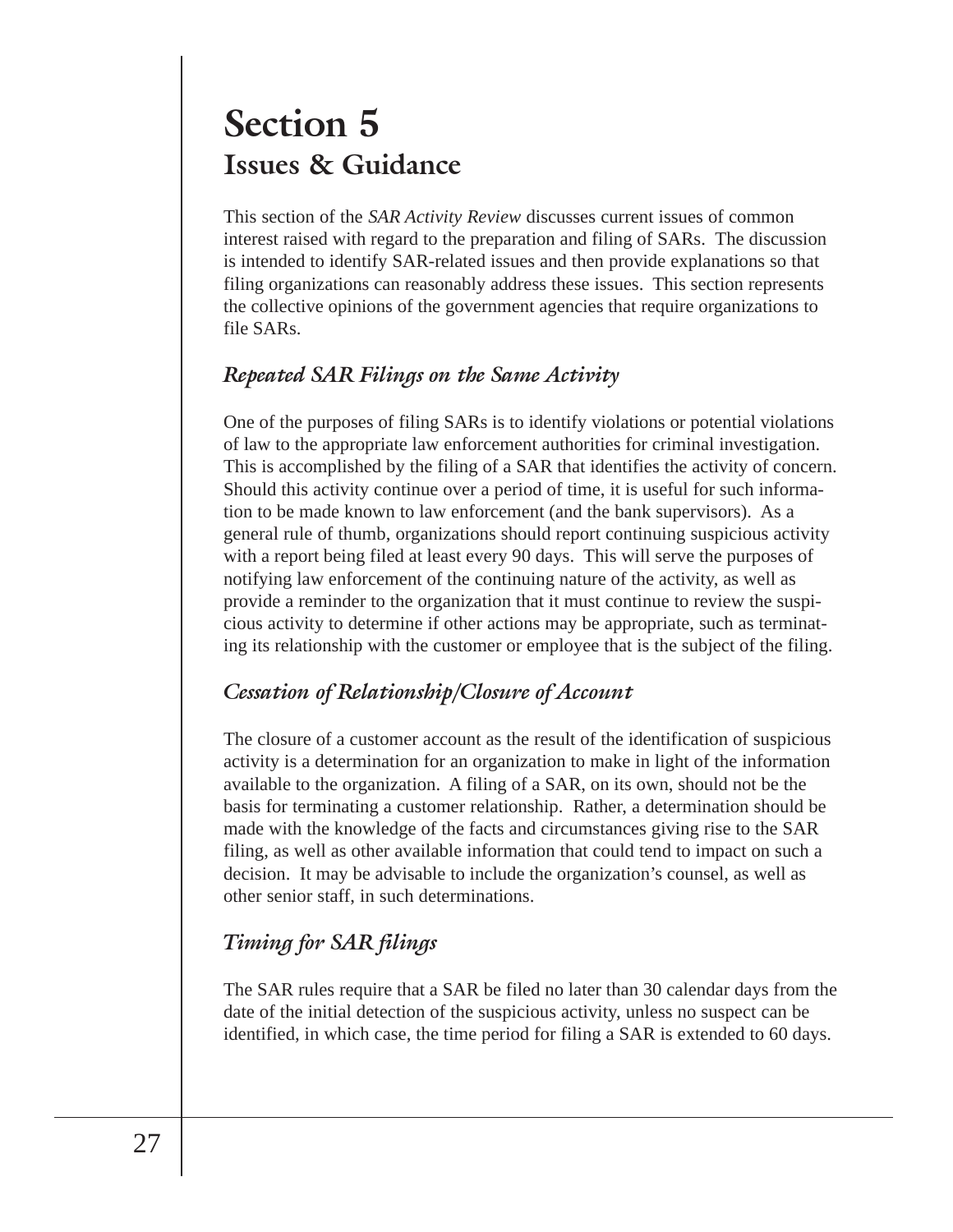# Section 5

## Issues & Guidance

This section of the *SAR Activity Review* discusses current issues of common interest raised with regard to the preparation and filing of SARs. The discussion is intended to identify SAR-related issues and then provide explanations so that filing organizations can reasonably address these issues. This section represents the collective opinions of the government agencies that require organizations to file SARs.

### *Repeated SAR Filings on the Same Activity*

One of the purposes of filing SARs is to identify violations or potential violations of law to the appropriate law enforcement authorities for criminal investigation. This is accomplished by the filing of a SAR that identifies the activity of concern. Should this activity continue over a period of time, it is useful for such information to be made known to law enforcement (and the bank supervisors). As a general rule of thumb, organizations should report continuing suspicious activity with a report being filed at least every 90 days. This will serve the purposes of notifying law enforcement of the continuing nature of the activity, as well as provide a reminder to the organization that it must continue to review the suspicious activity to determine if other actions may be appropriate, such as terminating its relationship with the customer or employee that is the subject of the filing.

### *Cessation of Relationship/Closure of Account*

The closure of a customer account as the result of the identification of suspicious activity is a determination for an organization to make in light of the information available to the organization. A filing of a SAR, on its own, should not be the basis for terminating a customer relationship. Rather, a determination should be made with the knowledge of the facts and circumstances giving rise to the SAR filing, as well as other available information that could tend to impact on such a decision. It may be advisable to include the organization's counsel, as well as other senior staff, in such determinations.

### *Timing for SAR filings*

The SAR rules require that a SAR be filed no later than 30 calendar days from the date of the initial detection of the suspicious activity, unless no suspect can be identified, in which case, the time period for filing a SAR is extended to 60 days.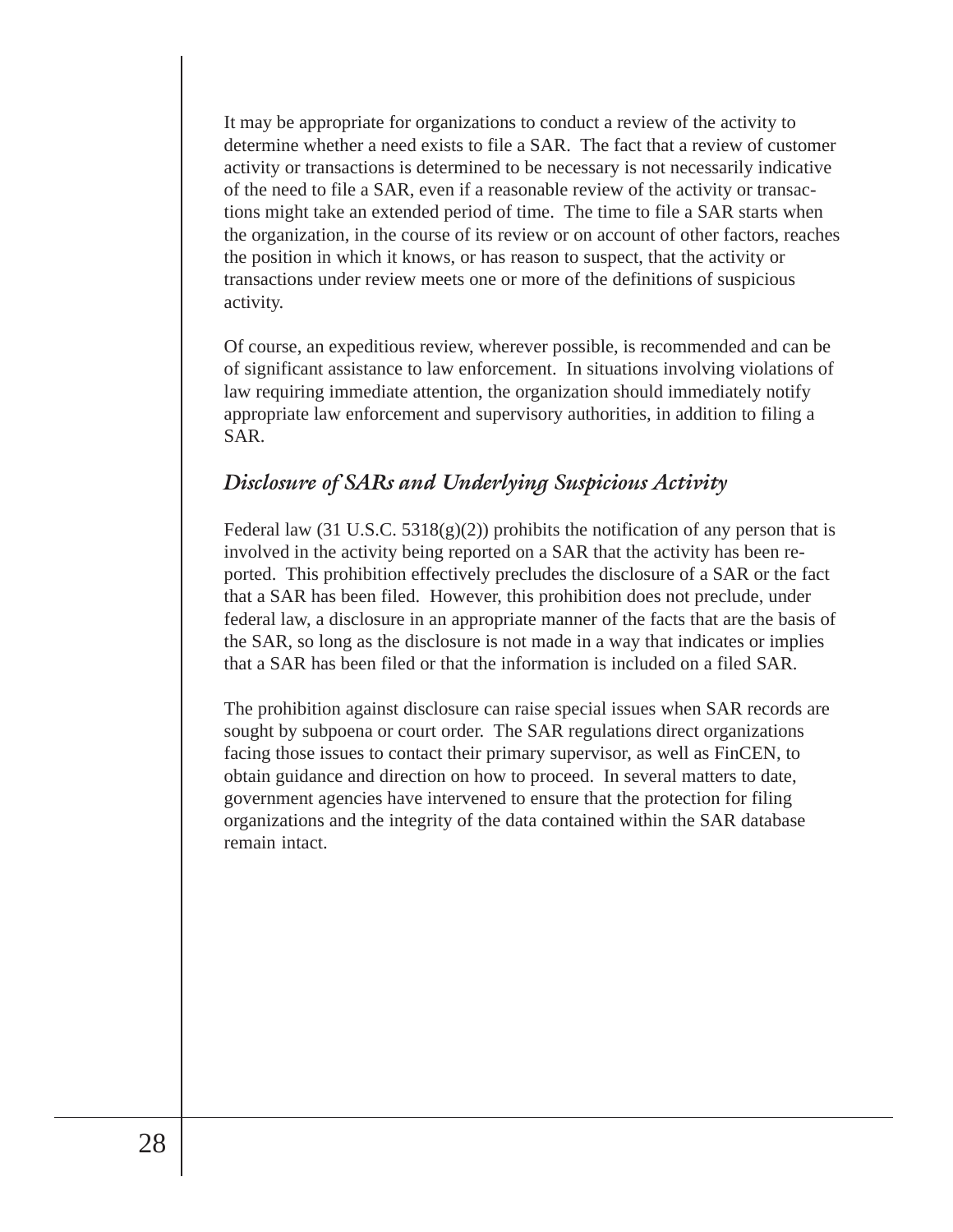It may be appropriate for organizations to conduct a review of the activity to determine whether a need exists to file a SAR. The fact that a review of customer activity or transactions is determined to be necessary is not necessarily indicative of the need to file a SAR, even if a reasonable review of the activity or transactions might take an extended period of time. The time to file a SAR starts when the organization, in the course of its review or on account of other factors, reaches the position in which it knows, or has reason to suspect, that the activity or transactions under review meets one or more of the definitions of suspicious activity.

Of course, an expeditious review, wherever possible, is recommended and can be of significant assistance to law enforcement. In situations involving violations of law requiring immediate attention, the organization should immediately notify appropriate law enforcement and supervisory authorities, in addition to filing a SAR.

### *Disclosure of SARs and Underlying Suspicious Activity*

Federal law (31 U.S.C. 5318(g)(2)) prohibits the notification of any person that is involved in the activity being reported on a SAR that the activity has been reported. This prohibition effectively precludes the disclosure of a SAR or the fact that a SAR has been filed. However, this prohibition does not preclude, under federal law, a disclosure in an appropriate manner of the facts that are the basis of the SAR, so long as the disclosure is not made in a way that indicates or implies that a SAR has been filed or that the information is included on a filed SAR.

The prohibition against disclosure can raise special issues when SAR records are sought by subpoena or court order. The SAR regulations direct organizations facing those issues to contact their primary supervisor, as well as FinCEN, to obtain guidance and direction on how to proceed. In several matters to date, government agencies have intervened to ensure that the protection for filing organizations and the integrity of the data contained within the SAR database remain intact.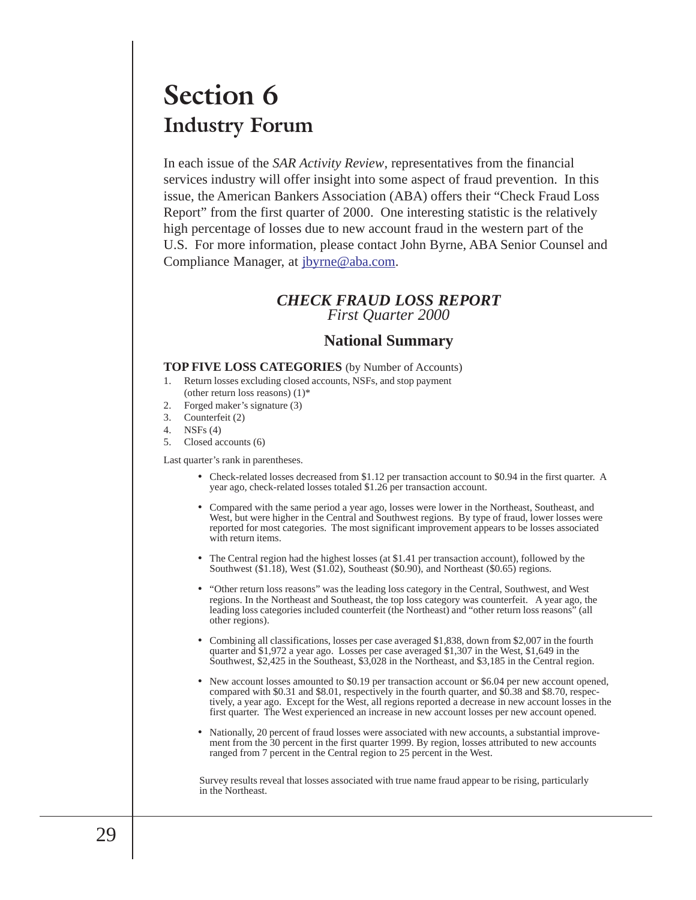# Section 6

## Industry Forum

In each issue of the *SAR Activity Review*, representatives from the financial services industry will offer insight into some aspect of fraud prevention. In this issue, the American Bankers Association (ABA) offers their "Check Fraud Loss Report" from the first quarter of 2000. One interesting statistic is the relatively high percentage of losses due to new account fraud in the western part of the U.S. For more information, please contact John Byrne, ABA Senior Counsel and Compliance Manager, at jbyrne@aba.com.

### *CHECK FRAUD LOSS REPORT*
*First Quarter 2000*

### National Summary

**TOP FIVE LOSS CATEGORIES** (by Number of Accounts)

1. Return losses excluding closed accounts, NSFs, and stop payment (other return loss reasons) (1)*
2. Forged maker's signature (3)
3. Counterfeit (2)
4. NSFs (4)
5. Closed accounts (6)

Last quarter's rank in parentheses.

- Check-related losses decreased from $1.12 per transaction account to $0.94 in the first quarter. A year ago, check-related losses totaled $1.26 per transaction account.
- Compared with the same period a year ago, losses were lower in the Northeast, Southeast, and West, but were higher in the Central and Southwest regions. By type of fraud, lower losses were reported for most categories. The most significant improvement appears to be losses associated with return items.
- The Central region had the highest losses (at $1.41 per transaction account), followed by the Southwest ($1.18), West ($1.02), Southeast ($0.90), and Northeast ($0.65) regions.
- "Other return loss reasons" was the leading loss category in the Central, Southwest, and West regions. In the Northeast and Southeast, the top loss category was counterfeit. A year ago, the leading loss categories included counterfeit (the Northeast) and "other return loss reasons" (all other regions).
- Combining all classifications, losses per case averaged $1,838, down from $2,007 in the fourth quarter and $1,972 a year ago. Losses per case averaged $1,307 in the West, $1,649 in the Southwest, $2,425 in the Southeast, $3,028 in the Northeast, and $3,185 in the Central region.
- New account losses amounted to $0.19 per transaction account or $6.04 per new account opened, compared with $0.31 and $8.01, respectively in the fourth quarter, and $0.38 and $8.70, respectively, a year ago. Except for the West, all regions reported a decrease in new account losses in the first quarter. The West experienced an increase in new account losses per new account opened.
- Nationally, 20 percent of fraud losses were associated with new accounts, a substantial improvement from the 30 percent in the first quarter 1999. By region, losses attributed to new accounts ranged from 7 percent in the Central region to 25 percent in the West.

Survey results reveal that losses associated with true name fraud appear to be rising, particularly in the Northeast.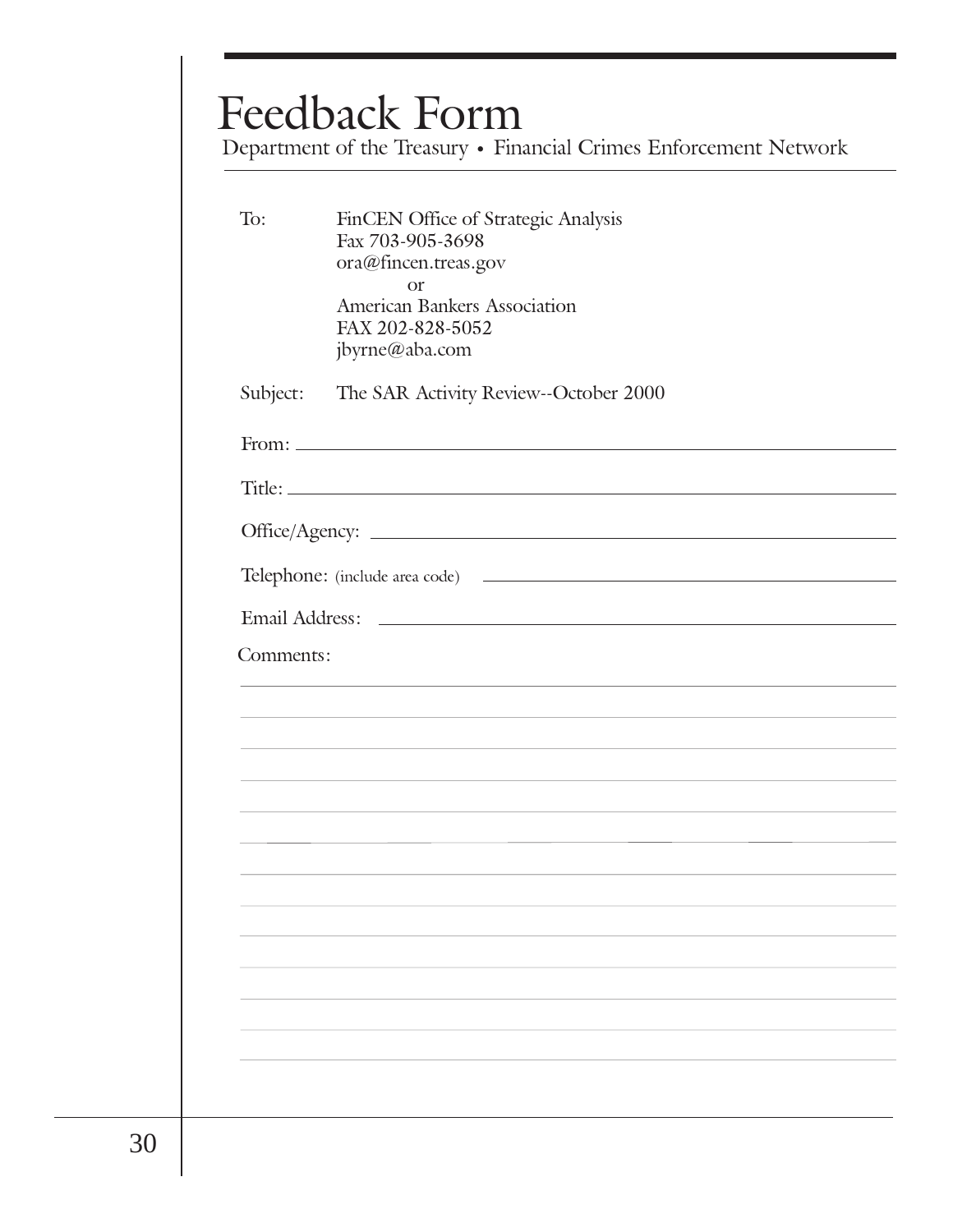# Feedback Form

Department of the Treasury • Financial Crimes Enforcement Network

To: FinCEN Office of Strategic Analysis
Fax 703-905-3698
ora@fincen.treas.gov
or
American Bankers Association
FAX 202-828-5052
jbyrne@aba.com

Subject: The SAR Activity Review--October 2000

From: ______________________________________________

Title: ______________________________________________

Office/Agency: ______________________________________________

Telephone: (include area code) ______________________________________________

Email Address: ______________________________________________

Comments:

______________________________________________

______________________________________________

______________________________________________

______________________________________________

______________________________________________

______________________________________________

______________________________________________

______________________________________________

______________________________________________

______________________________________________

______________________________________________

______________________________________________